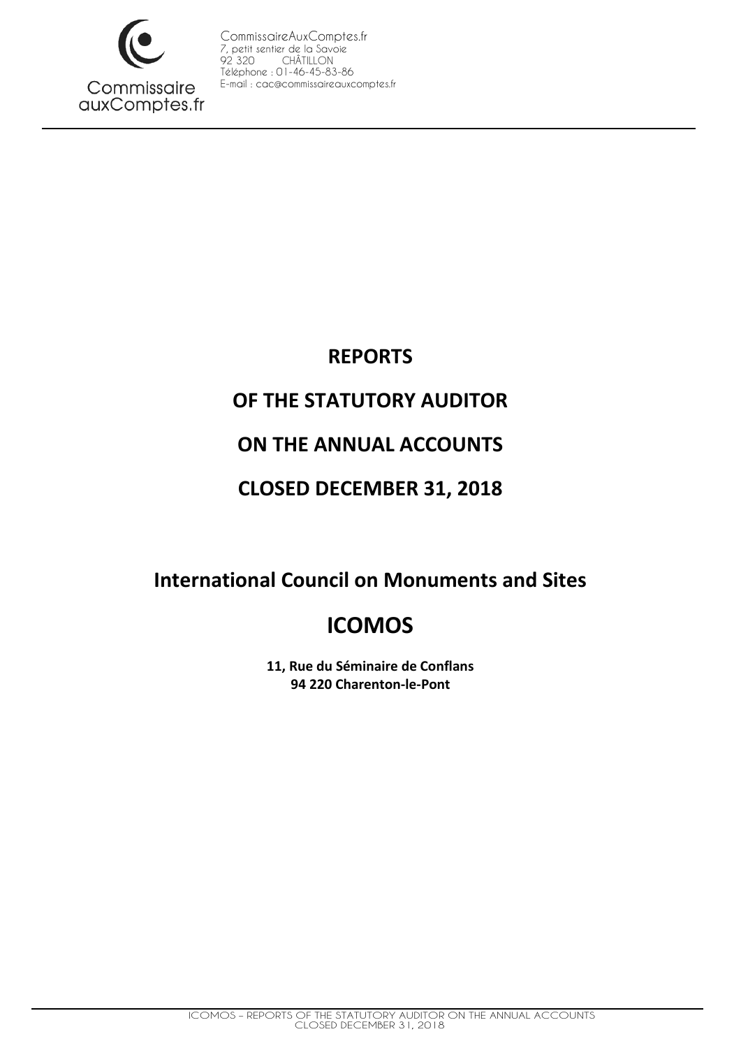CommissaireAuxComptes.fr
7, petit sentier de la Savoie
92 320 CHÂTILLON
Téléphone : 01-46-45-83-86
E-mail : cac@commissaireauxcomptes.fr

Commissaire auxComptes.fr

# REPORTS

# OF THE STATUTORY AUDITOR

# ON THE ANNUAL ACCOUNTS

# CLOSED DECEMBER 31, 2018

## International Council on Monuments and Sites

# ICOMOS

**11, Rue du Séminaire de Conflans**
**94 220 Charenton-le-Pont**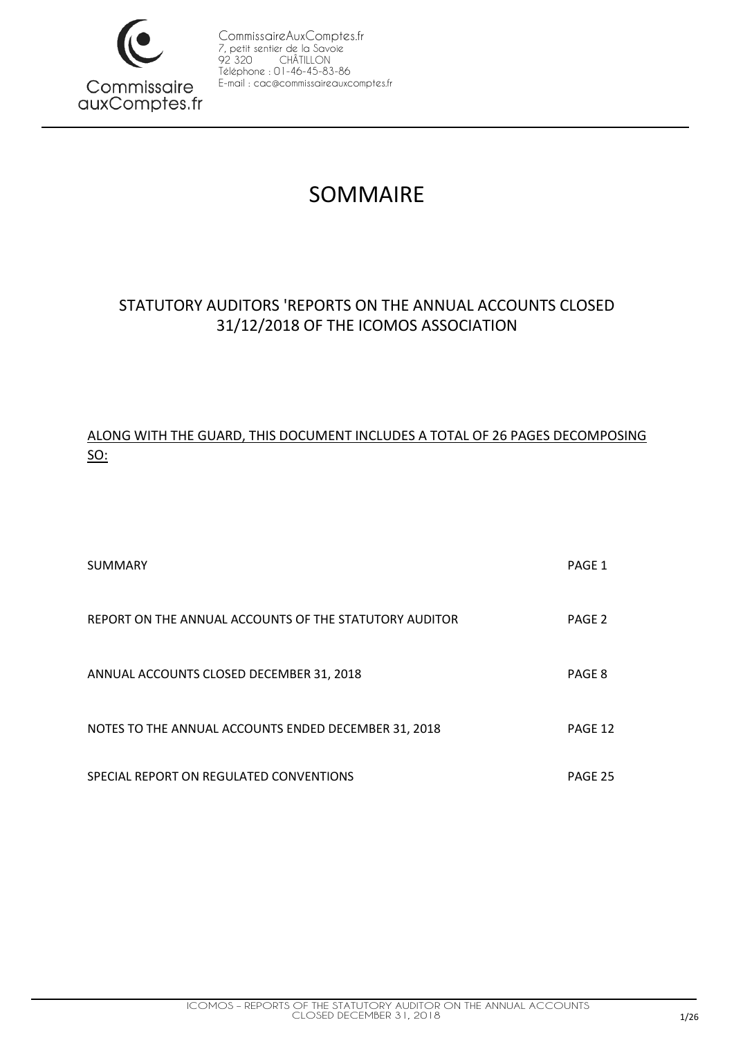CommissaireAuxComptes.fr
7, petit sentier de la Savoie
92 320 CHÂTILLON
Téléphone : 01-46-45-83-86
E-mail : cac@commissaireauxcomptes.fr

# SOMMAIRE

## STATUTORY AUDITORS 'REPORTS ON THE ANNUAL ACCOUNTS CLOSED 31/12/2018 OF THE ICOMOS ASSOCIATION

ALONG WITH THE GUARD, THIS DOCUMENT INCLUDES A TOTAL OF 26 PAGES DECOMPOSING SO:

| | |
|---|---|
| SUMMARY | PAGE 1 |
| REPORT ON THE ANNUAL ACCOUNTS OF THE STATUTORY AUDITOR | PAGE 2 |
| ANNUAL ACCOUNTS CLOSED DECEMBER 31, 2018 | PAGE 8 |
| NOTES TO THE ANNUAL ACCOUNTS ENDED DECEMBER 31, 2018 | PAGE 12 |
| SPECIAL REPORT ON REGULATED CONVENTIONS | PAGE 25 |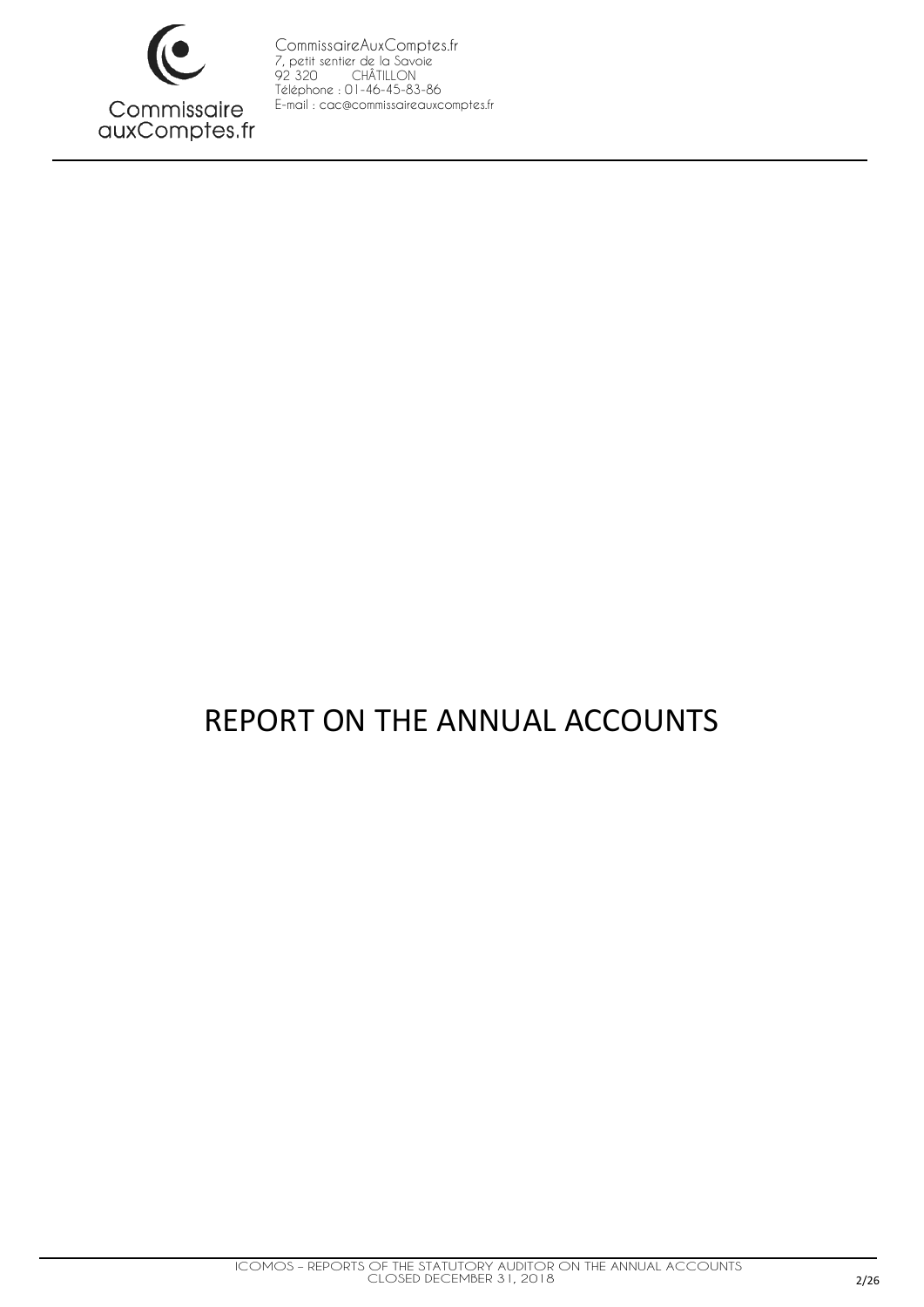# REPORT ON THE ANNUAL ACCOUNTS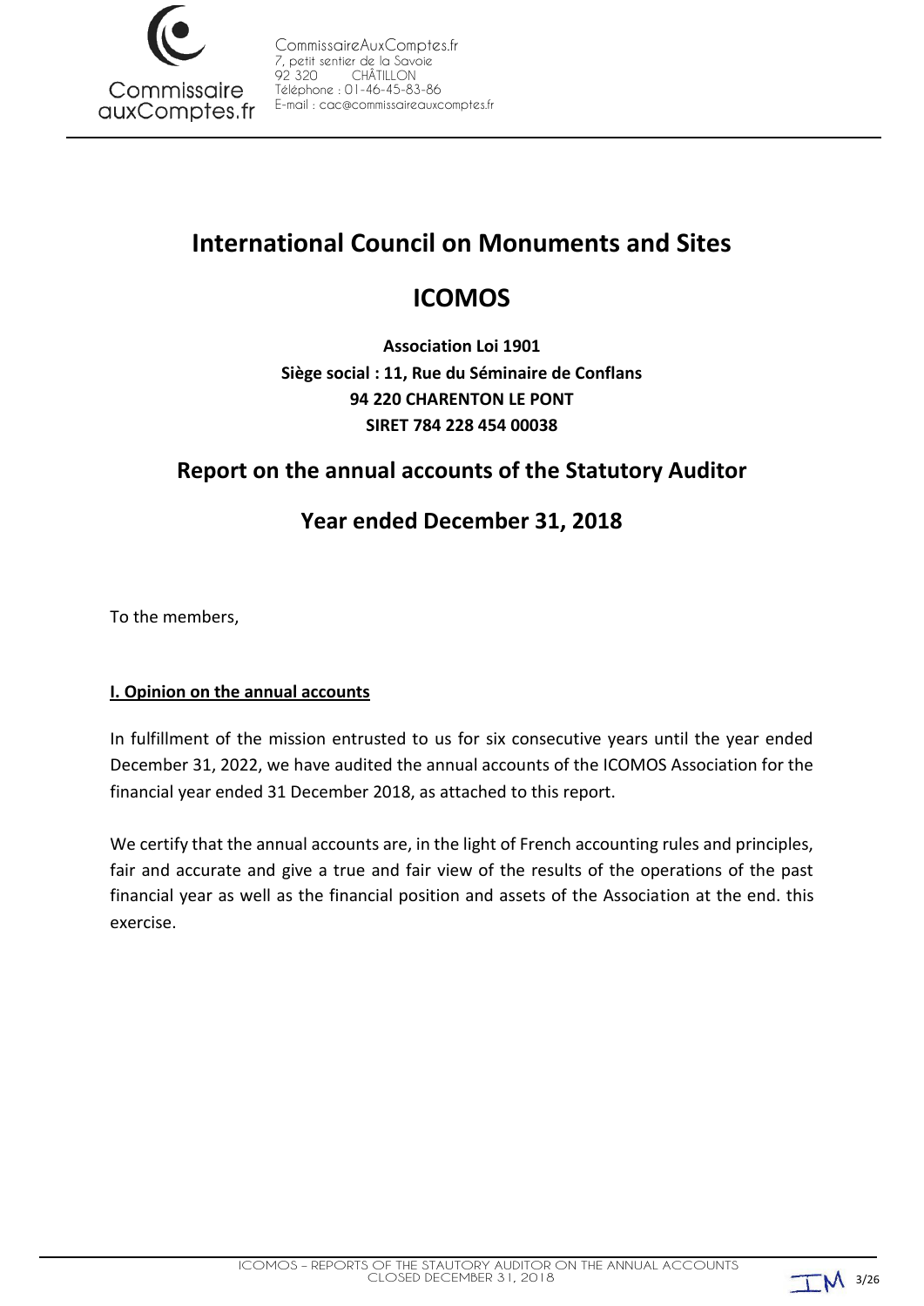# International Council on Monuments and Sites

# ICOMOS

**Association Loi 1901**
**Siège social : 11, Rue du Séminaire de Conflans**
**94 220 CHARENTON LE PONT**
**SIRET 784 228 454 00038**

## Report on the annual accounts of the Statutory Auditor

## Year ended December 31, 2018

To the members,

**I. Opinion on the annual accounts**

In fulfillment of the mission entrusted to us for six consecutive years until the year ended December 31, 2022, we have audited the annual accounts of the ICOMOS Association for the financial year ended 31 December 2018, as attached to this report.

We certify that the annual accounts are, in the light of French accounting rules and principles, fair and accurate and give a true and fair view of the results of the operations of the past financial year as well as the financial position and assets of the Association at the end. this exercise.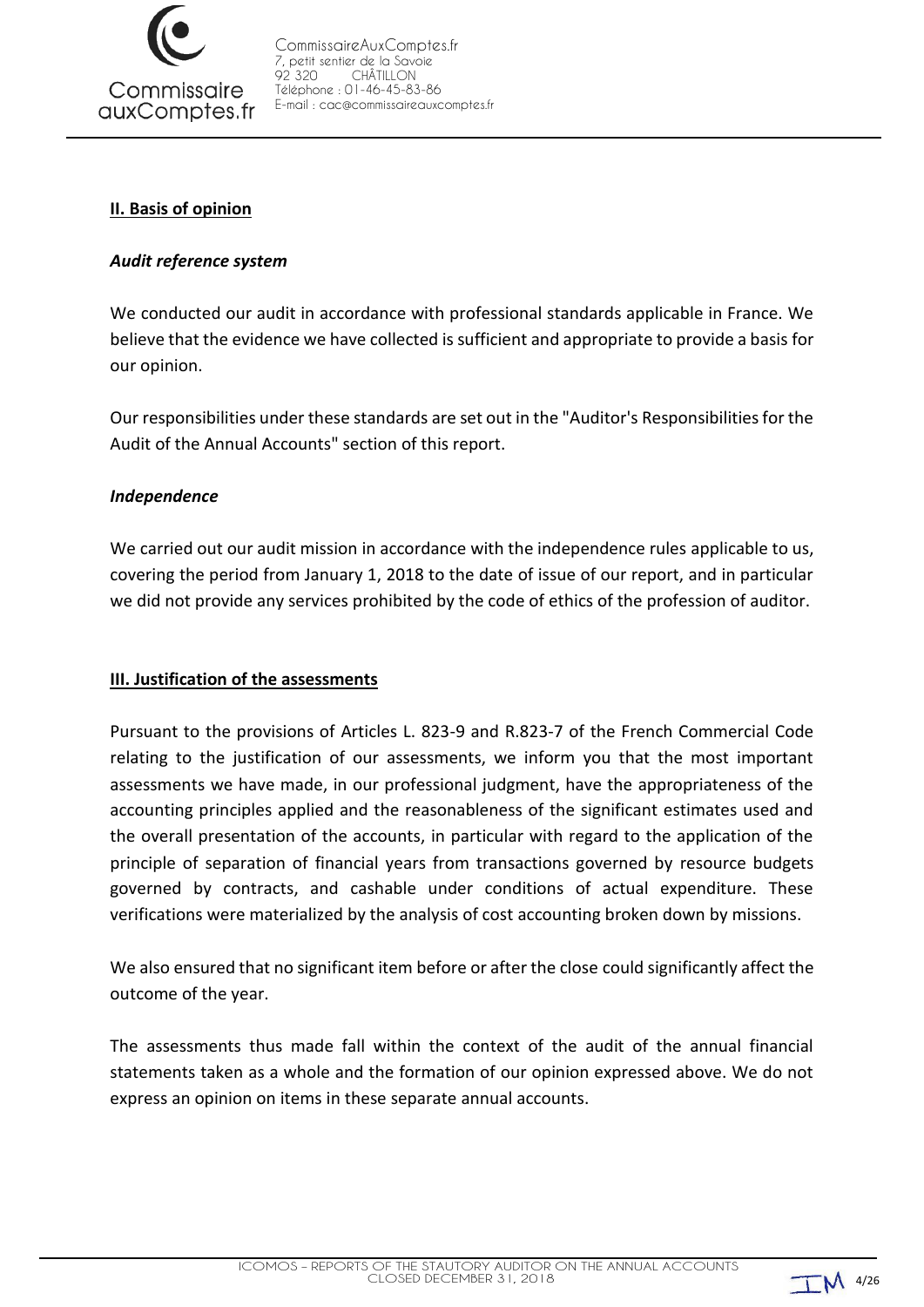## II. Basis of opinion

### *Audit reference system*

We conducted our audit in accordance with professional standards applicable in France. We believe that the evidence we have collected is sufficient and appropriate to provide a basis for our opinion.

Our responsibilities under these standards are set out in the "Auditor's Responsibilities for the Audit of the Annual Accounts" section of this report.

### *Independence*

We carried out our audit mission in accordance with the independence rules applicable to us, covering the period from January 1, 2018 to the date of issue of our report, and in particular we did not provide any services prohibited by the code of ethics of the profession of auditor.

## III. Justification of the assessments

Pursuant to the provisions of Articles L. 823-9 and R.823-7 of the French Commercial Code relating to the justification of our assessments, we inform you that the most important assessments we have made, in our professional judgment, have the appropriateness of the accounting principles applied and the reasonableness of the significant estimates used and the overall presentation of the accounts, in particular with regard to the application of the principle of separation of financial years from transactions governed by resource budgets governed by contracts, and cashable under conditions of actual expenditure. These verifications were materialized by the analysis of cost accounting broken down by missions.

We also ensured that no significant item before or after the close could significantly affect the outcome of the year.

The assessments thus made fall within the context of the audit of the annual financial statements taken as a whole and the formation of our opinion expressed above. We do not express an opinion on items in these separate annual accounts.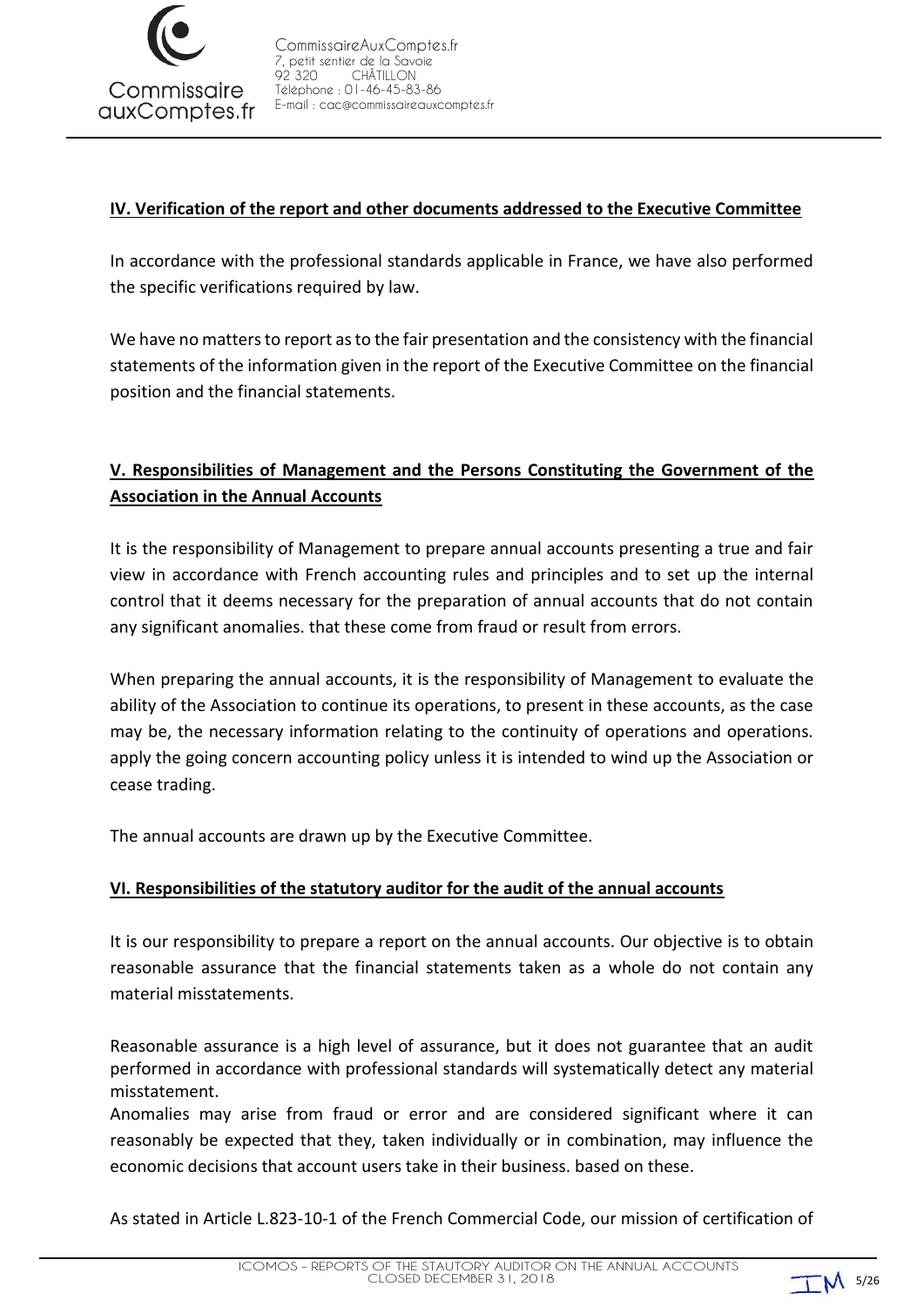## IV. Verification of the report and other documents addressed to the Executive Committee

In accordance with the professional standards applicable in France, we have also performed the specific verifications required by law.

We have no matters to report as to the fair presentation and the consistency with the financial statements of the information given in the report of the Executive Committee on the financial position and the financial statements.

## V. Responsibilities of Management and the Persons Constituting the Government of the Association in the Annual Accounts

It is the responsibility of Management to prepare annual accounts presenting a true and fair view in accordance with French accounting rules and principles and to set up the internal control that it deems necessary for the preparation of annual accounts that do not contain any significant anomalies. that these come from fraud or result from errors.

When preparing the annual accounts, it is the responsibility of Management to evaluate the ability of the Association to continue its operations, to present in these accounts, as the case may be, the necessary information relating to the continuity of operations and operations. apply the going concern accounting policy unless it is intended to wind up the Association or cease trading.

The annual accounts are drawn up by the Executive Committee.

## VI. Responsibilities of the statutory auditor for the audit of the annual accounts

It is our responsibility to prepare a report on the annual accounts. Our objective is to obtain reasonable assurance that the financial statements taken as a whole do not contain any material misstatements.

Reasonable assurance is a high level of assurance, but it does not guarantee that an audit performed in accordance with professional standards will systematically detect any material misstatement.
Anomalies may arise from fraud or error and are considered significant where it can reasonably be expected that they, taken individually or in combination, may influence the economic decisions that account users take in their business. based on these.

As stated in Article L.823-10-1 of the French Commercial Code, our mission of certification of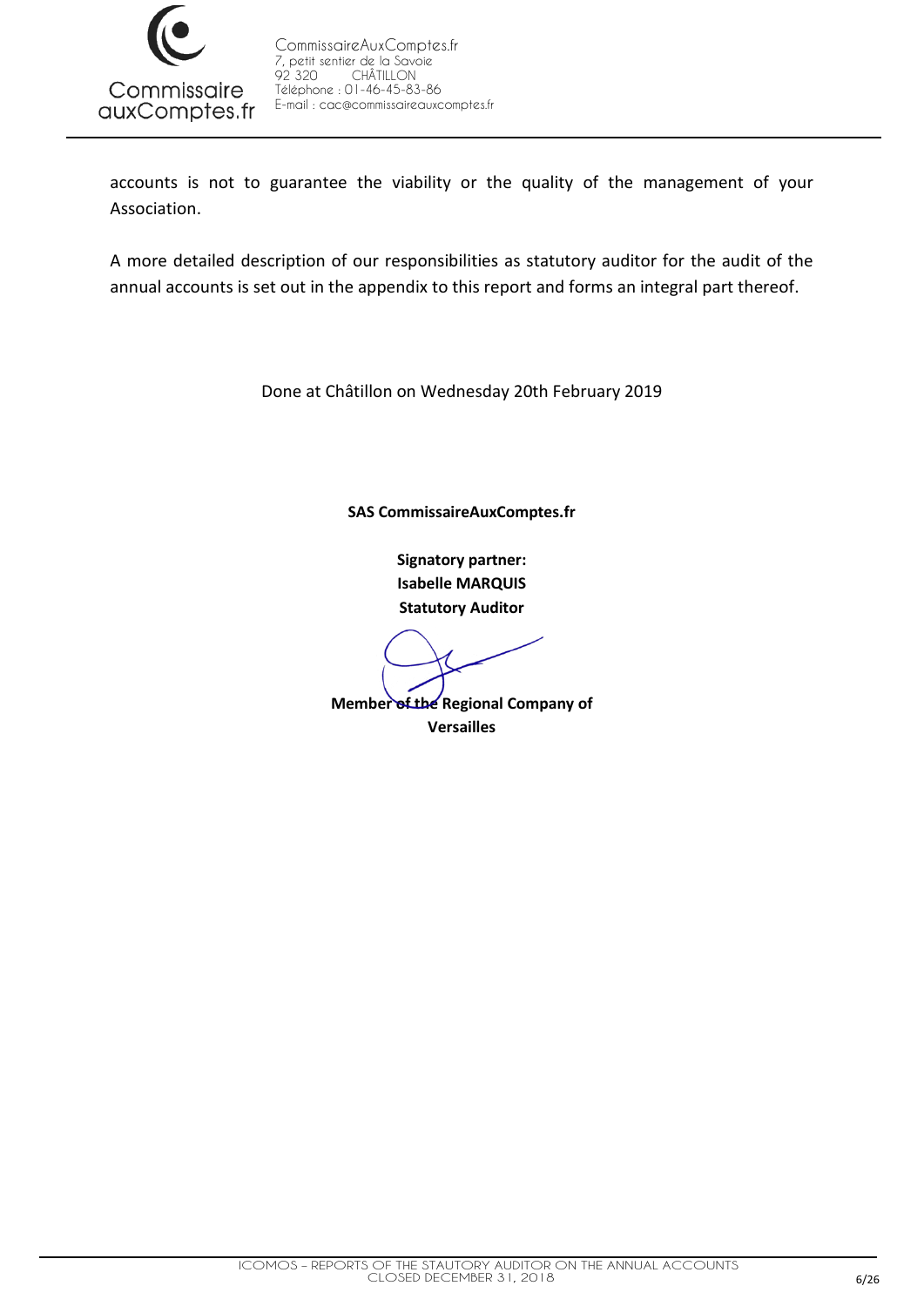accounts is not to guarantee the viability or the quality of the management of your Association.

A more detailed description of our responsibilities as statutory auditor for the audit of the annual accounts is set out in the appendix to this report and forms an integral part thereof.

Done at Châtillon on Wednesday 20th February 2019

**SAS CommissaireAuxComptes.fr**

**Signatory partner:**
**Isabelle MARQUIS**
**Statutory Auditor**

**Member of the Regional Company of Versailles**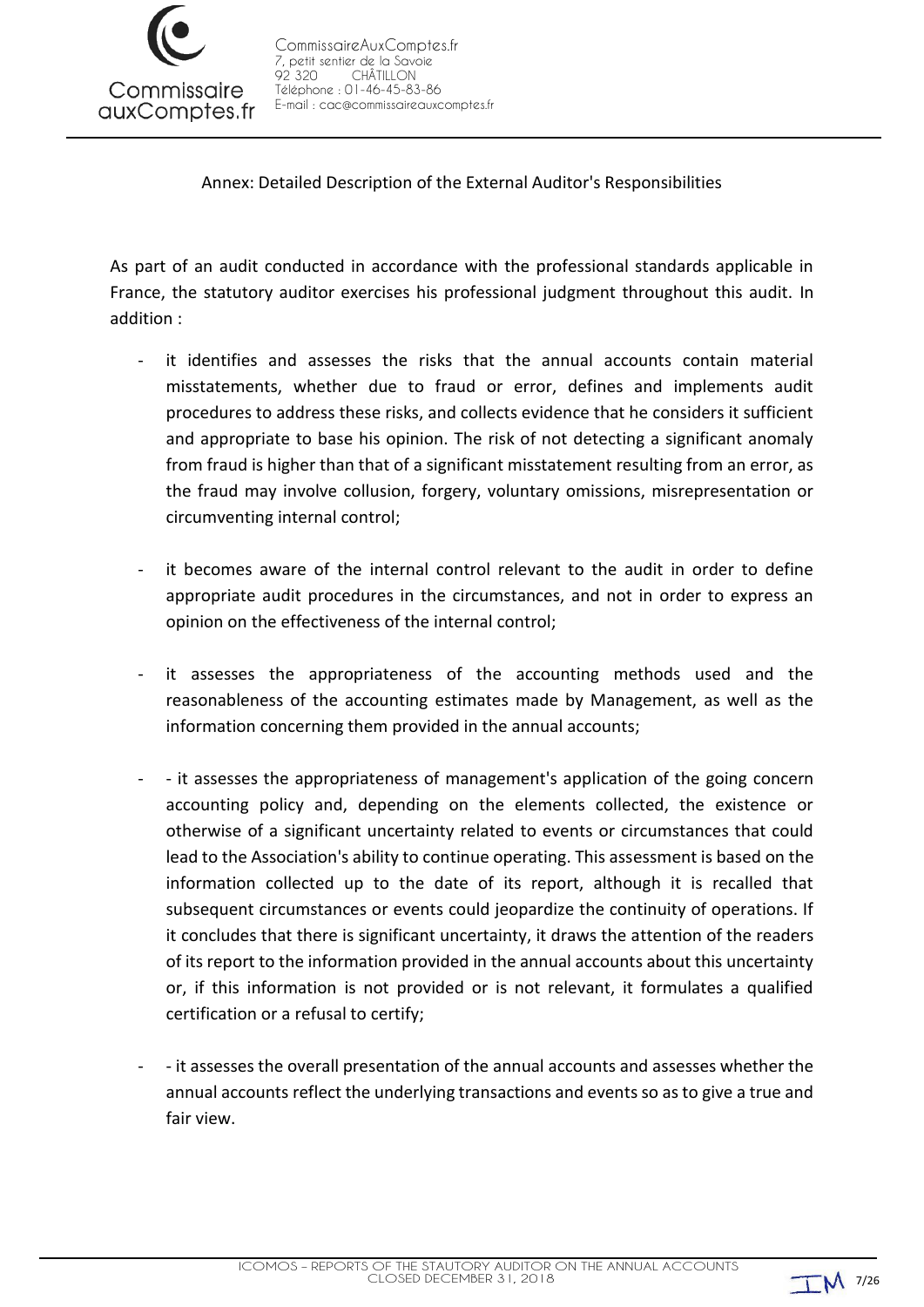Annex: Detailed Description of the External Auditor's Responsibilities

As part of an audit conducted in accordance with the professional standards applicable in France, the statutory auditor exercises his professional judgment throughout this audit. In addition :

- it identifies and assesses the risks that the annual accounts contain material misstatements, whether due to fraud or error, defines and implements audit procedures to address these risks, and collects evidence that he considers it sufficient and appropriate to base his opinion. The risk of not detecting a significant anomaly from fraud is higher than that of a significant misstatement resulting from an error, as the fraud may involve collusion, forgery, voluntary omissions, misrepresentation or circumventing internal control;

- it becomes aware of the internal control relevant to the audit in order to define appropriate audit procedures in the circumstances, and not in order to express an opinion on the effectiveness of the internal control;

- it assesses the appropriateness of the accounting methods used and the reasonableness of the accounting estimates made by Management, as well as the information concerning them provided in the annual accounts;

- - it assesses the appropriateness of management's application of the going concern accounting policy and, depending on the elements collected, the existence or otherwise of a significant uncertainty related to events or circumstances that could lead to the Association's ability to continue operating. This assessment is based on the information collected up to the date of its report, although it is recalled that subsequent circumstances or events could jeopardize the continuity of operations. If it concludes that there is significant uncertainty, it draws the attention of the readers of its report to the information provided in the annual accounts about this uncertainty or, if this information is not provided or is not relevant, it formulates a qualified certification or a refusal to certify;

- - it assesses the overall presentation of the annual accounts and assesses whether the annual accounts reflect the underlying transactions and events so as to give a true and fair view.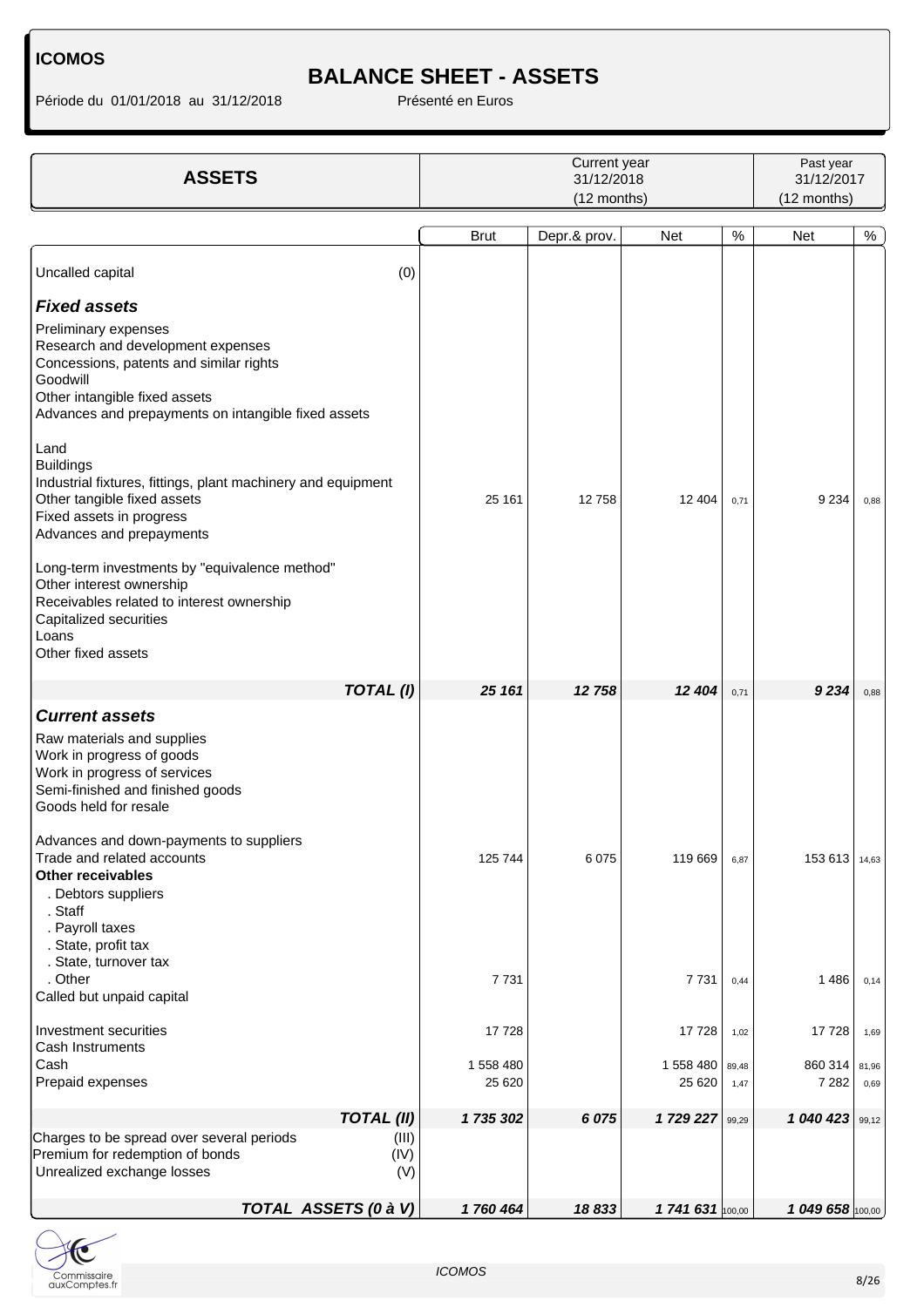**ICOMOS**

# BALANCE SHEET - ASSETS

Période du 01/01/2018 au 31/12/2018 Présenté en Euros

| ASSETS | Current year 31/12/2018 (12 months) | | | | Past year 31/12/2017 (12 months) | |
|---|---|---|---|---|---|---|
| | Brut | Depr.& prov. | Net | % | Net | % |
| Uncalled capital (0) | | | | | | |
| ***Fixed assets*** | | | | | | |
| Preliminary expenses | | | | | | |
| Research and development expenses | | | | | | |
| Concessions, patents and similar rights | | | | | | |
| Goodwill | | | | | | |
| Other intangible fixed assets | | | | | | |
| Advances and prepayments on intangible fixed assets | | | | | | |
| Land | | | | | | |
| Buildings | | | | | | |
| Industrial fixtures, fittings, plant machinery and equipment | | | | | | |
| Other tangible fixed assets | 25 161 | 12 758 | 12 404 | 0,71 | 9 234 | 0,88 |
| Fixed assets in progress | | | | | | |
| Advances and prepayments | | | | | | |
| Long-term investments by "equivalence method" | | | | | | |
| Other interest ownership | | | | | | |
| Receivables related to interest ownership | | | | | | |
| Capitalized securities | | | | | | |
| Loans | | | | | | |
| Other fixed assets | | | | | | |
| ***TOTAL (I)*** | ***25 161*** | ***12 758*** | ***12 404*** | 0,71 | ***9 234*** | 0,88 |
| ***Current assets*** | | | | | | |
| Raw materials and supplies | | | | | | |
| Work in progress of goods | | | | | | |
| Work in progress of services | | | | | | |
| Semi-finished and finished goods | | | | | | |
| Goods held for resale | | | | | | |
| Advances and down-payments to suppliers | | | | | | |
| Trade and related accounts | 125 744 | 6 075 | 119 669 | 6,87 | 153 613 | 14,63 |
| **Other receivables** | | | | | | |
| . Debtors suppliers | | | | | | |
| . Staff | | | | | | |
| . Payroll taxes | | | | | | |
| . State, profit tax | | | | | | |
| . State, turnover tax | | | | | | |
| . Other | 7 731 | | 7 731 | 0,44 | 1 486 | 0,14 |
| Called but unpaid capital | | | | | | |
| Investment securities | 17 728 | | 17 728 | 1,02 | 17 728 | 1,69 |
| Cash Instruments | | | | | | |
| Cash | 1 558 480 | | 1 558 480 | 89,48 | 860 314 | 81,96 |
| Prepaid expenses | 25 620 | | 25 620 | 1,47 | 7 282 | 0,69 |
| ***TOTAL (II)*** | ***1 735 302*** | ***6 075*** | ***1 729 227*** | 99,29 | ***1 040 423*** | 99,12 |
| Charges to be spread over several periods (III) | | | | | | |
| Premium for redemption of bonds (IV) | | | | | | |
| Unrealized exchange losses (V) | | | | | | |
| ***TOTAL ASSETS (0 à V)*** | ***1 760 464*** | ***18 833*** | ***1 741 631*** | 100,00 | ***1 049 658*** | 100,00 |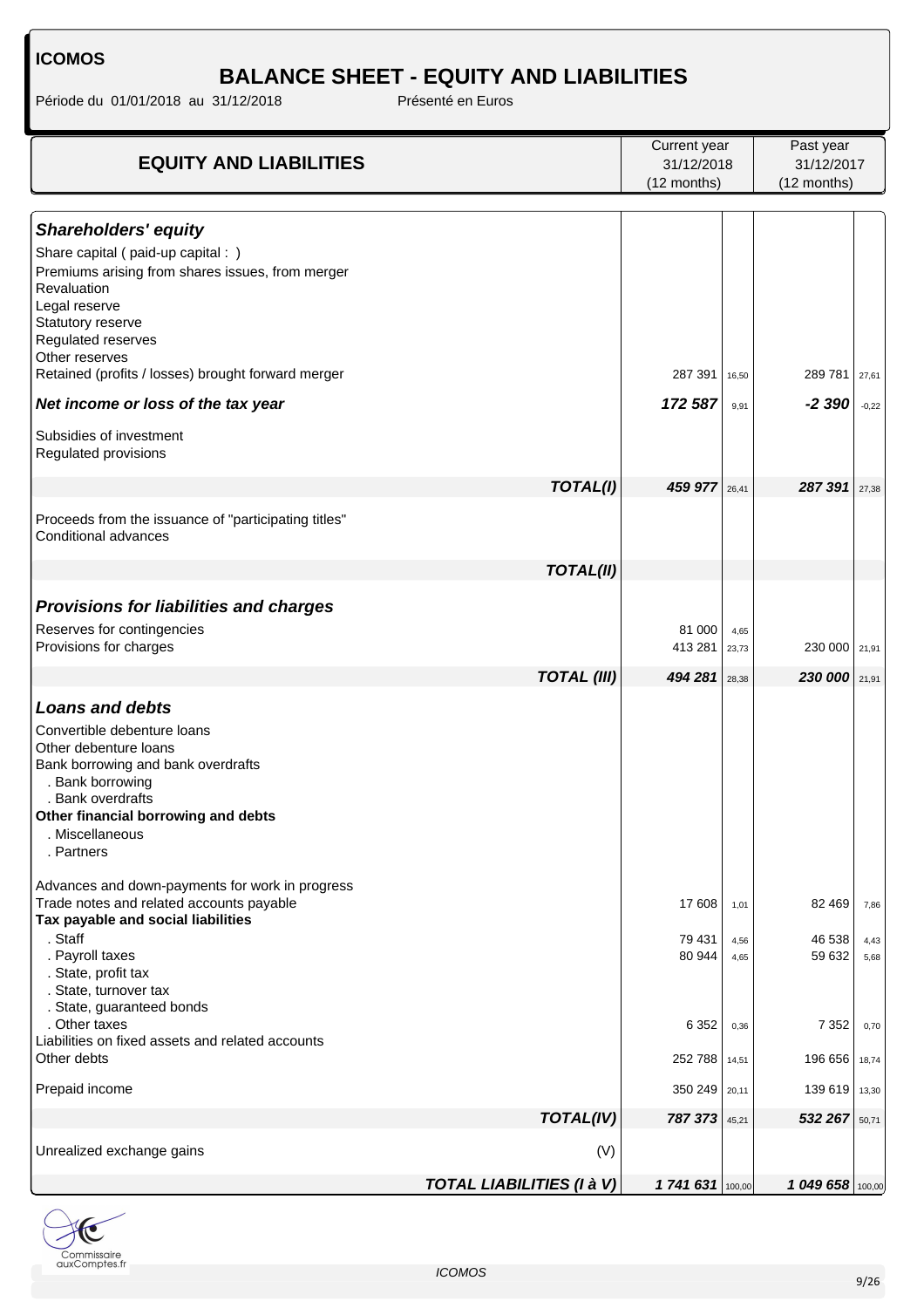**ICOMOS**

# BALANCE SHEET - EQUITY AND LIABILITIES

Période du 01/01/2018 au 31/12/2018 Présenté en Euros

| EQUITY AND LIABILITIES | Current year 31/12/2018 (12 months) | % | Past year 31/12/2017 (12 months) | % |
|---|---|---|---|---|
| ***Shareholders' equity*** | | | | |
| Share capital ( paid-up capital : ) | | | | |
| Premiums arising from shares issues, from merger | | | | |
| Revaluation | | | | |
| Legal reserve | | | | |
| Statutory reserve | | | | |
| Regulated reserves | | | | |
| Other reserves | | | | |
| Retained (profits / losses) brought forward merger | 287 391 | 16,50 | 289 781 | 27,61 |
| ***Net income or loss of the tax year*** | ***172 587*** | 9,91 | ***-2 390*** | -0,22 |
| Subsidies of investment | | | | |
| Regulated provisions | | | | |
| ***TOTAL(I)*** | ***459 977*** | 26,41 | ***287 391*** | 27,38 |
| Proceeds from the issuance of "participating titles" | | | | |
| Conditional advances | | | | |
| ***TOTAL(II)*** | | | | |
| ***Provisions for liabilities and charges*** | | | | |
| Reserves for contingencies | 81 000 | 4,65 | | |
| Provisions for charges | 413 281 | 23,73 | 230 000 | 21,91 |
| ***TOTAL (III)*** | ***494 281*** | 28,38 | ***230 000*** | 21,91 |
| ***Loans and debts*** | | | | |
| Convertible debenture loans | | | | |
| Other debenture loans | | | | |
| Bank borrowing and bank overdrafts | | | | |
| . Bank borrowing | | | | |
| . Bank overdrafts | | | | |
| **Other financial borrowing and debts** | | | | |
| . Miscellaneous | | | | |
| . Partners | | | | |
| Advances and down-payments for work in progress | | | | |
| Trade notes and related accounts payable | 17 608 | 1,01 | 82 469 | 7,86 |
| **Tax payable and social liabilities** | | | | |
| . Staff | 79 431 | 4,56 | 46 538 | 4,43 |
| . Payroll taxes | 80 944 | 4,65 | 59 632 | 5,68 |
| . State, profit tax | | | | |
| . State, turnover tax | | | | |
| . State, guaranteed bonds | | | | |
| . Other taxes | 6 352 | 0,36 | 7 352 | 0,70 |
| Liabilities on fixed assets and related accounts | | | | |
| Other debts | 252 788 | 14,51 | 196 656 | 18,74 |
| Prepaid income | 350 249 | 20,11 | 139 619 | 13,30 |
| ***TOTAL(IV)*** | ***787 373*** | 45,21 | ***532 267*** | 50,71 |
| Unrealized exchange gains (V) | | | | |
| ***TOTAL LIABILITIES (I à V)*** | ***1 741 631*** | 100,00 | ***1 049 658*** | 100,00 |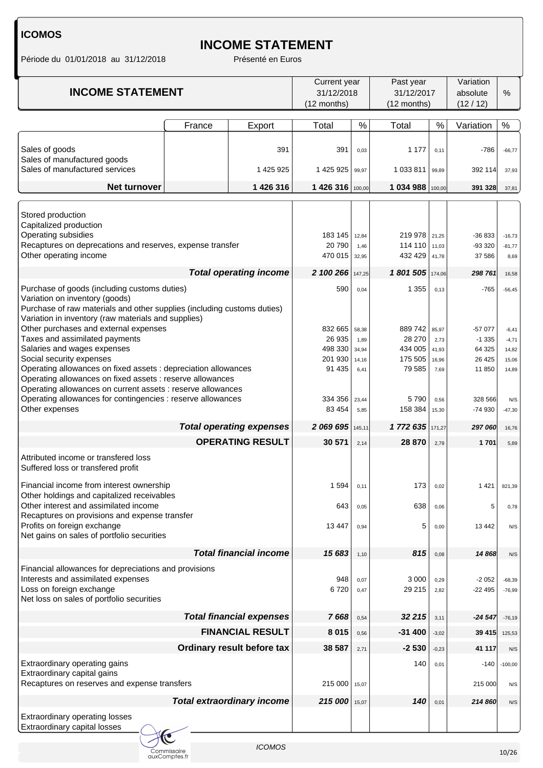**ICOMOS**

# INCOME STATEMENT

Période du 01/01/2018 au 31/12/2018 Présenté en Euros

| INCOME STATEMENT | | | Current year 31/12/2018 (12 months) | | Past year 31/12/2017 (12 months) | | Variation absolute (12 / 12) | % |
|---|---|---|---|---|---|---|---|---|
| | France | Export | Total | % | Total | % | Variation | % |
| Sales of goods | | 391 | 391 | 0,03 | 1 177 | 0,11 | -786 | -66,77 |
| Sales of manufactured goods | | | | | | | | |
| Sales of manufactured services | | 1 425 925 | 1 425 925 | 99,97 | 1 033 811 | 99,89 | 392 114 | 37,93 |
| **Net turnover** | | **1 426 316** | **1 426 316** | 100,00 | **1 034 988** | 100,00 | **391 328** | 37,81 |
| Stored production | | | | | | | | |
| Capitalized production | | | | | | | | |
| Operating subsidies | | | 183 145 | 12,84 | 219 978 | 21,25 | -36 833 | -16,73 |
| Recaptures on deprecations and reserves, expense transfer | | | 20 790 | 1,46 | 114 110 | 11,03 | -93 320 | -81,77 |
| Other operating income | | | 470 015 | 32,95 | 432 429 | 41,78 | 37 586 | 8,69 |
| ***Total operating income*** | | | ***2 100 266*** | 147,25 | ***1 801 505*** | 174,06 | ***298 761*** | 16,58 |
| Purchase of goods (including customs duties) | | | 590 | 0,04 | 1 355 | 0,13 | -765 | -56,45 |
| Variation on inventory (goods) | | | | | | | | |
| Purchase of raw materials and other supplies (including customs duties) | | | | | | | | |
| Variation in inventory (raw materials and supplies) | | | | | | | | |
| Other purchases and external expenses | | | 832 665 | 58,38 | 889 742 | 85,97 | -57 077 | -6,41 |
| Taxes and assimilated payments | | | 26 935 | 1,89 | 28 270 | 2,73 | -1 335 | -4,71 |
| Salaries and wages expenses | | | 498 330 | 34,94 | 434 005 | 41,93 | 64 325 | 14,82 |
| Social security expenses | | | 201 930 | 14,16 | 175 505 | 16,96 | 26 425 | 15,06 |
| Operating allowances on fixed assets : depreciation allowances | | | 91 435 | 6,41 | 79 585 | 7,69 | 11 850 | 14,89 |
| Operating allowances on fixed assets : reserve allowances | | | | | | | | |
| Operating allowances on current assets : reserve allowances | | | | | | | | |
| Operating allowances for contingencies : reserve allowances | | | 334 356 | 23,44 | 5 790 | 0,56 | 328 566 | N/S |
| Other expenses | | | 83 454 | 5,85 | 158 384 | 15,30 | -74 930 | -47,30 |
| ***Total operating expenses*** | | | ***2 069 695*** | 145,11 | ***1 772 635*** | 171,27 | ***297 060*** | 16,76 |
| **OPERATING RESULT** | | | **30 571** | 2,14 | **28 870** | 2,79 | **1 701** | 5,89 |
| Attributed income or transfered loss | | | | | | | | |
| Suffered loss or transfered profit | | | | | | | | |
| Financial income from interest ownership | | | 1 594 | 0,11 | 173 | 0,02 | 1 421 | 821,39 |
| Other holdings and capitalized receivables | | | | | | | | |
| Other interest and assimilated income | | | 643 | 0,05 | 638 | 0,06 | 5 | 0,78 |
| Recaptures on provisions and expense transfer | | | | | | | | |
| Profits on foreign exchange | | | 13 447 | 0,94 | 5 | 0,00 | 13 442 | N/S |
| Net gains on sales of portfolio securities | | | | | | | | |
| ***Total financial income*** | | | ***15 683*** | 1,10 | ***815*** | 0,08 | ***14 868*** | N/S |
| Financial allowances for depreciations and provisions | | | | | | | | |
| Interests and assimilated expenses | | | 948 | 0,07 | 3 000 | 0,29 | -2 052 | -68,39 |
| Loss on foreign exchange | | | 6 720 | 0,47 | 29 215 | 2,82 | -22 495 | -76,99 |
| Net loss on sales of portfolio securities | | | | | | | | |
| ***Total financial expenses*** | | | ***7 668*** | 0,54 | ***32 215*** | 3,11 | ***-24 547*** | -76,19 |
| **FINANCIAL RESULT** | | | **8 015** | 0,56 | **-31 400** | -3,02 | **39 415** | 125,53 |
| **Ordinary result before tax** | | | **38 587** | 2,71 | **-2 530** | -0,23 | **41 117** | N/S |
| Extraordinary operating gains | | | | | 140 | 0,01 | -140 | -100,00 |
| Extraordinary capital gains | | | | | | | | |
| Recaptures on reserves and expense transfers | | | 215 000 | 15,07 | | | 215 000 | N/S |
| ***Total extraordinary income*** | | | ***215 000*** | 15,07 | ***140*** | 0,01 | ***214 860*** | N/S |
| Extraordinary operating losses | | | | | | | | |
| Extraordinary capital losses | | | | | | | | |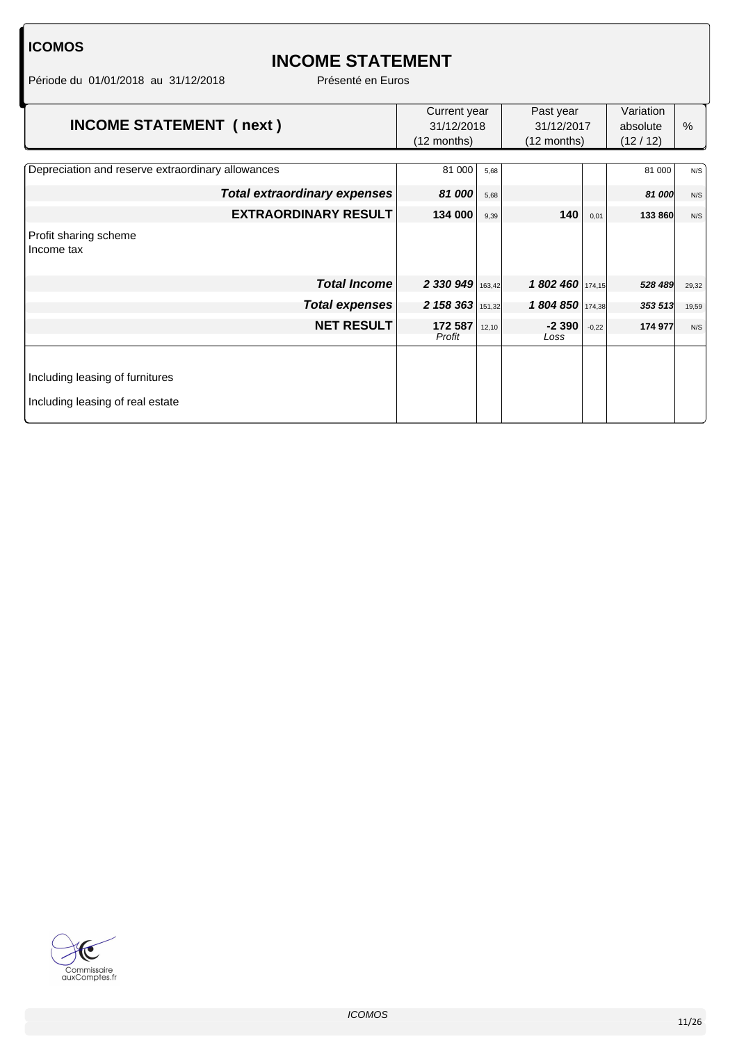**ICOMOS**

# INCOME STATEMENT

Période du 01/01/2018 au 31/12/2018 Présenté en Euros

| INCOME STATEMENT ( next ) | Current year 31/12/2018 (12 months) | | Past year 31/12/2017 (12 months) | | Variation absolute (12 / 12) | % |
|---|---|---|---|---|---|---|
| Depreciation and reserve extraordinary allowances | 81 000 | 5,68 | | | 81 000 | N/S |
| ***Total extraordinary expenses*** | ***81 000*** | 5,68 | | | ***81 000*** | N/S |
| **EXTRAORDINARY RESULT** | **134 000** | 9,39 | **140** | 0,01 | **133 860** | N/S |
| Profit sharing scheme | | | | | | |
| Income tax | | | | | | |
| ***Total Income*** | ***2 330 949*** | 163,42 | ***1 802 460*** | 174,15 | ***528 489*** | 29,32 |
| ***Total expenses*** | ***2 158 363*** | 151,32 | ***1 804 850*** | 174,38 | ***353 513*** | 19,59 |
| **NET RESULT** | **172 587** *Profit* | 12,10 | **-2 390** *Loss* | -0,22 | **174 977** | N/S |
| Including leasing of furnitures | | | | | | |
| Including leasing of real estate | | | | | | |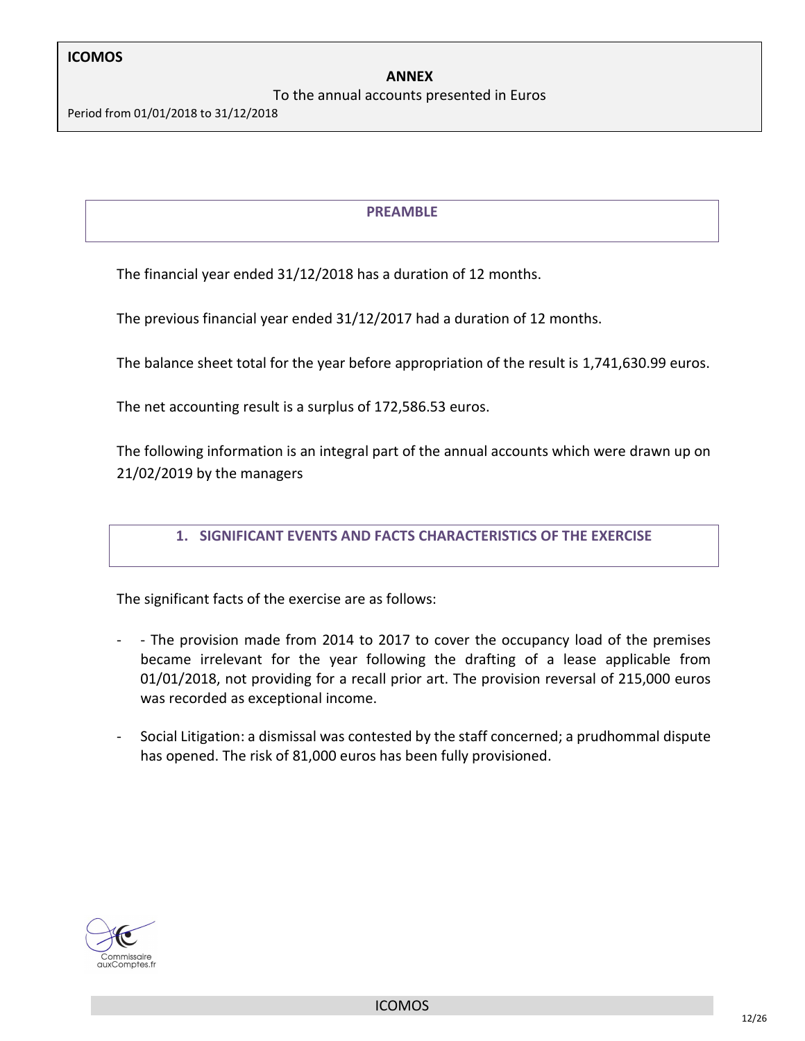**ICOMOS**

**ANNEX**

To the annual accounts presented in Euros

Period from 01/01/2018 to 31/12/2018

## PREAMBLE

The financial year ended 31/12/2018 has a duration of 12 months.

The previous financial year ended 31/12/2017 had a duration of 12 months.

The balance sheet total for the year before appropriation of the result is 1,741,630.99 euros.

The net accounting result is a surplus of 172,586.53 euros.

The following information is an integral part of the annual accounts which were drawn up on 21/02/2019 by the managers

## 1. SIGNIFICANT EVENTS AND FACTS CHARACTERISTICS OF THE EXERCISE

The significant facts of the exercise are as follows:

- - The provision made from 2014 to 2017 to cover the occupancy load of the premises became irrelevant for the year following the drafting of a lease applicable from 01/01/2018, not providing for a recall prior art. The provision reversal of 215,000 euros was recorded as exceptional income.
- Social Litigation: a dismissal was contested by the staff concerned; a prudhommal dispute has opened. The risk of 81,000 euros has been fully provisioned.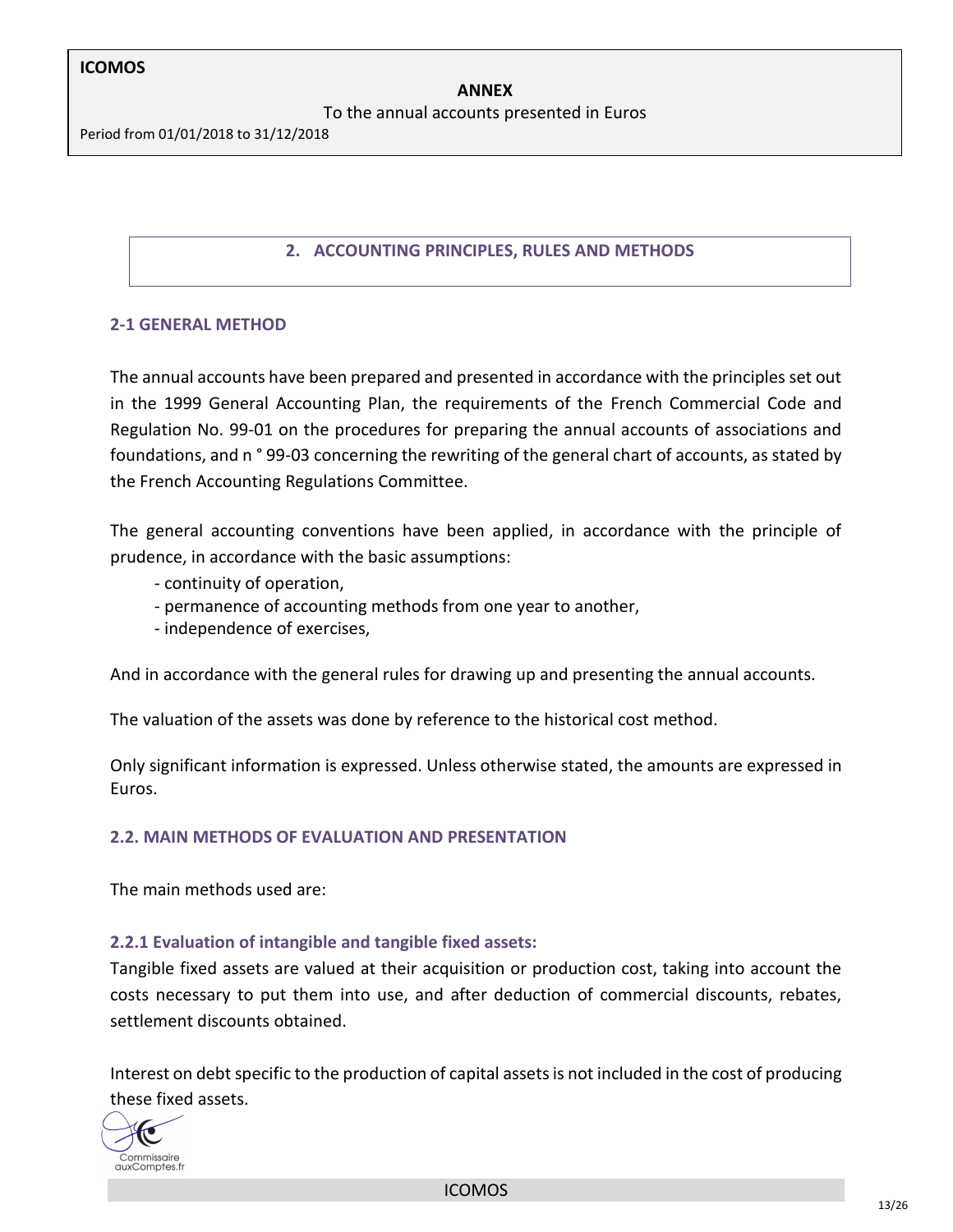## 2. ACCOUNTING PRINCIPLES, RULES AND METHODS

### 2-1 GENERAL METHOD

The annual accounts have been prepared and presented in accordance with the principles set out in the 1999 General Accounting Plan, the requirements of the French Commercial Code and Regulation No. 99-01 on the procedures for preparing the annual accounts of associations and foundations, and n ° 99-03 concerning the rewriting of the general chart of accounts, as stated by the French Accounting Regulations Committee.

The general accounting conventions have been applied, in accordance with the principle of prudence, in accordance with the basic assumptions:

- continuity of operation,
- permanence of accounting methods from one year to another,
- independence of exercises,

And in accordance with the general rules for drawing up and presenting the annual accounts.

The valuation of the assets was done by reference to the historical cost method.

Only significant information is expressed. Unless otherwise stated, the amounts are expressed in Euros.

### 2.2. MAIN METHODS OF EVALUATION AND PRESENTATION

The main methods used are:

#### 2.2.1 Evaluation of intangible and tangible fixed assets:

Tangible fixed assets are valued at their acquisition or production cost, taking into account the costs necessary to put them into use, and after deduction of commercial discounts, rebates, settlement discounts obtained.

Interest on debt specific to the production of capital assets is not included in the cost of producing these fixed assets.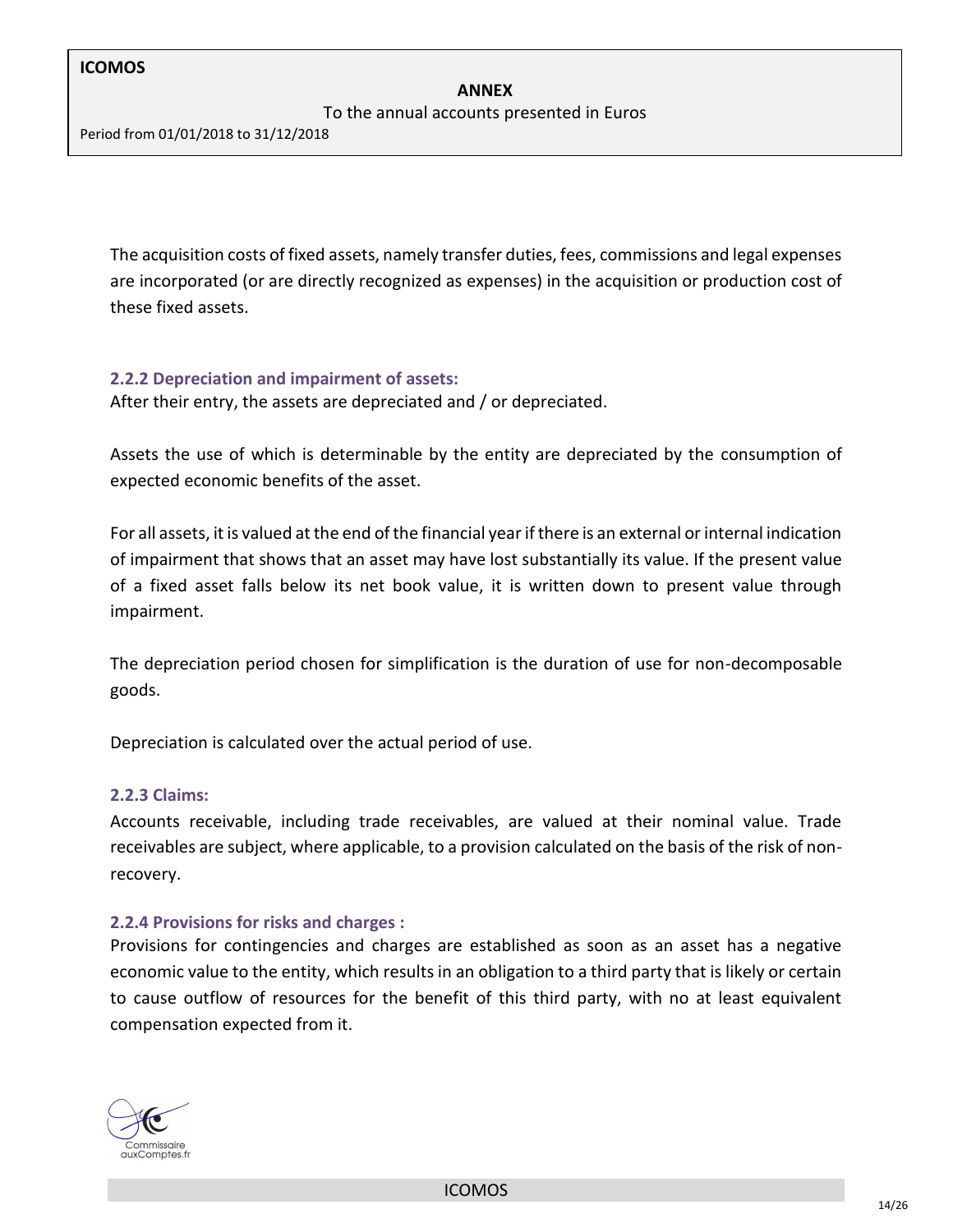The acquisition costs of fixed assets, namely transfer duties, fees, commissions and legal expenses are incorporated (or are directly recognized as expenses) in the acquisition or production cost of these fixed assets.

### 2.2.2 Depreciation and impairment of assets:

After their entry, the assets are depreciated and / or depreciated.

Assets the use of which is determinable by the entity are depreciated by the consumption of expected economic benefits of the asset.

For all assets, it is valued at the end of the financial year if there is an external or internal indication of impairment that shows that an asset may have lost substantially its value. If the present value of a fixed asset falls below its net book value, it is written down to present value through impairment.

The depreciation period chosen for simplification is the duration of use for non-decomposable goods.

Depreciation is calculated over the actual period of use.

### 2.2.3 Claims:

Accounts receivable, including trade receivables, are valued at their nominal value. Trade receivables are subject, where applicable, to a provision calculated on the basis of the risk of non-recovery.

### 2.2.4 Provisions for risks and charges :

Provisions for contingencies and charges are established as soon as an asset has a negative economic value to the entity, which results in an obligation to a third party that is likely or certain to cause outflow of resources for the benefit of this third party, with no at least equivalent compensation expected from it.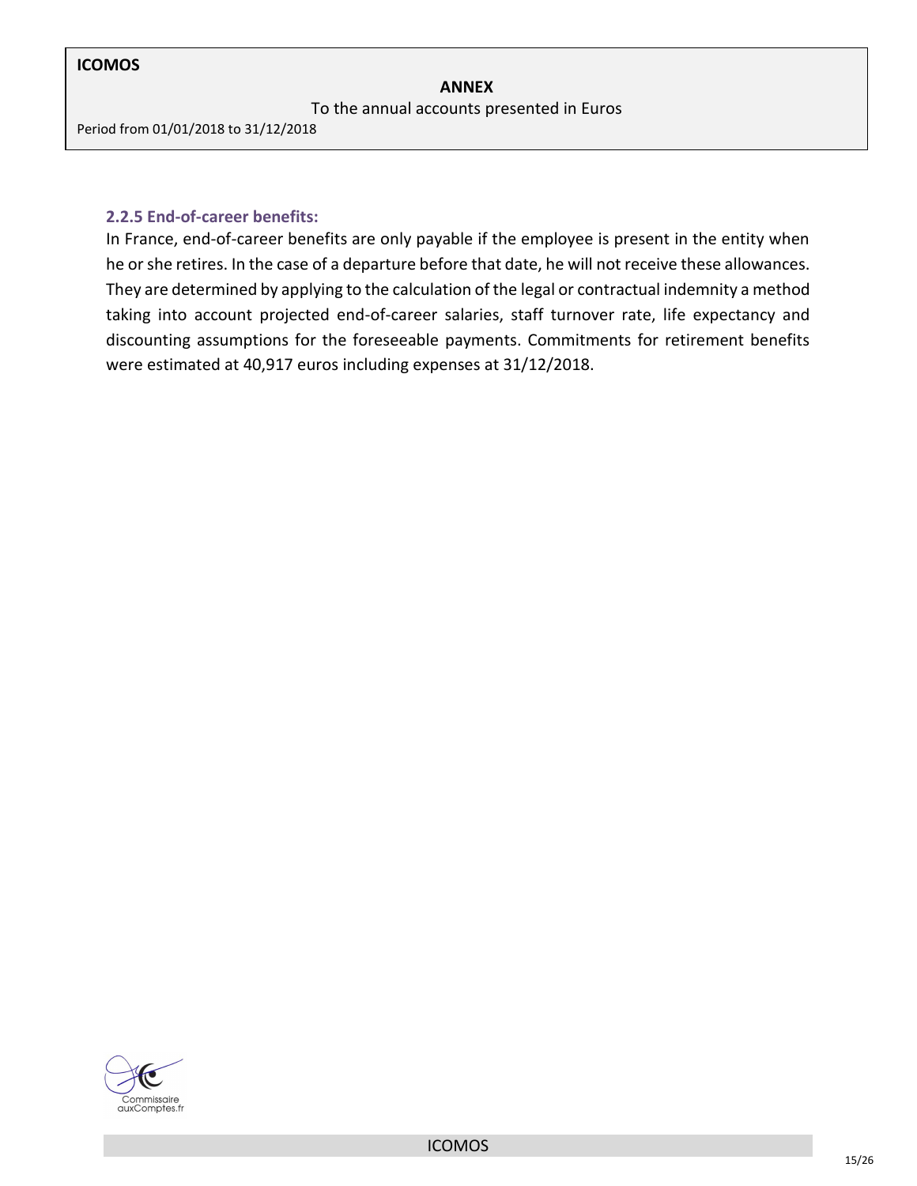### 2.2.5 End-of-career benefits:

In France, end-of-career benefits are only payable if the employee is present in the entity when he or she retires. In the case of a departure before that date, he will not receive these allowances. They are determined by applying to the calculation of the legal or contractual indemnity a method taking into account projected end-of-career salaries, staff turnover rate, life expectancy and discounting assumptions for the foreseeable payments. Commitments for retirement benefits were estimated at 40,917 euros including expenses at 31/12/2018.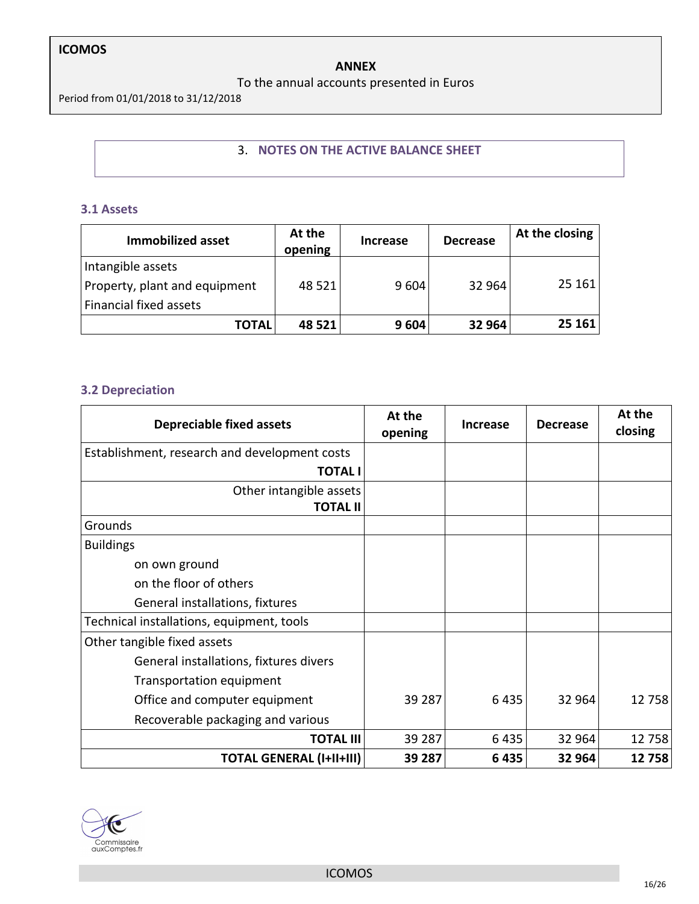**ICOMOS**

**ANNEX**

To the annual accounts presented in Euros

Period from 01/01/2018 to 31/12/2018

## 3. NOTES ON THE ACTIVE BALANCE SHEET

### 3.1 Assets

| Immobilized asset | At the opening | Increase | Decrease | At the closing |
|---|---|---|---|---|
| Intangible assets<br>Property, plant and equipment<br>Financial fixed assets | 48 521 | 9 604 | 32 964 | 25 161 |
| **TOTAL** | **48 521** | **9 604** | **32 964** | **25 161** |

### 3.2 Depreciation

| Depreciable fixed assets | At the opening | Increase | Decrease | At the closing |
|---|---|---|---|---|
| Establishment, research and development costs | | | | |
| **TOTAL I** | | | | |
| Other intangible assets | | | | |
| **TOTAL II** | | | | |
| Grounds | | | | |
| Buildings | | | | |
| on own ground | | | | |
| on the floor of others | | | | |
| General installations, fixtures | | | | |
| Technical installations, equipment, tools | | | | |
| Other tangible fixed assets | | | | |
| General installations, fixtures divers | | | | |
| Transportation equipment | | | | |
| Office and computer equipment | 39 287 | 6 435 | 32 964 | 12 758 |
| Recoverable packaging and various | | | | |
| **TOTAL III** | 39 287 | 6 435 | 32 964 | 12 758 |
| **TOTAL GENERAL (I+II+III)** | **39 287** | **6 435** | **32 964** | **12 758** |

Commissaire auxComptes.fr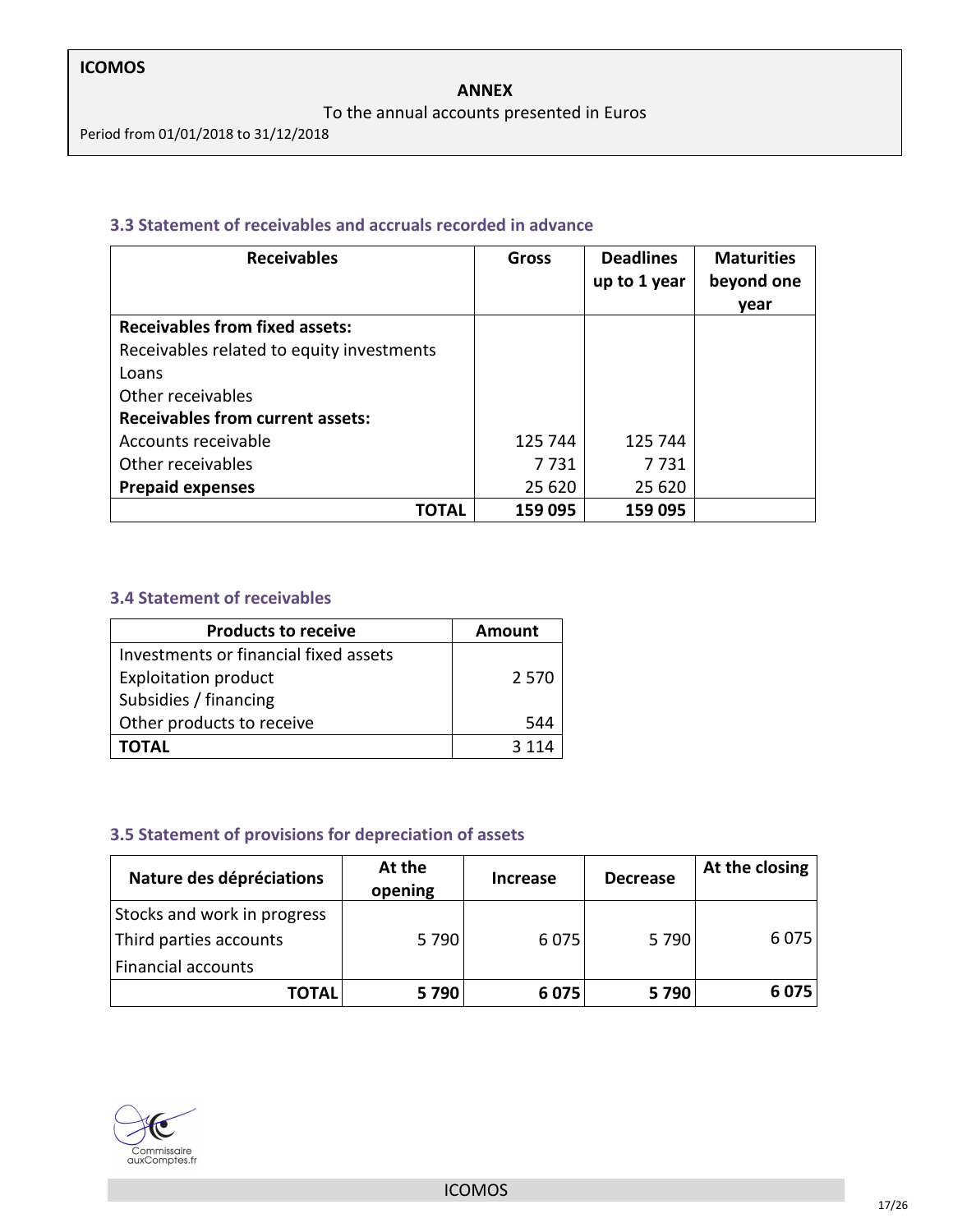**ICOMOS**

**ANNEX**

To the annual accounts presented in Euros

Period from 01/01/2018 to 31/12/2018

### 3.3 Statement of receivables and accruals recorded in advance

| Receivables | Gross | Deadlines up to 1 year | Maturities beyond one year |
|---|---|---|---|
| **Receivables from fixed assets:** | | | |
| Receivables related to equity investments | | | |
| Loans | | | |
| Other receivables | | | |
| **Receivables from current assets:** | | | |
| Accounts receivable | 125 744 | 125 744 | |
| Other receivables | 7 731 | 7 731 | |
| **Prepaid expenses** | 25 620 | 25 620 | |
| **TOTAL** | **159 095** | **159 095** | |

### 3.4 Statement of receivables

| Products to receive | Amount |
|---|---|
| Investments or financial fixed assets | |
| Exploitation product | 2 570 |
| Subsidies / financing | |
| Other products to receive | 544 |
| **TOTAL** | 3 114 |

### 3.5 Statement of provisions for depreciation of assets

| Nature des dépréciations | At the opening | Increase | Decrease | At the closing |
|---|---|---|---|---|
| Stocks and work in progress | | | | |
| Third parties accounts | 5 790 | 6 075 | 5 790 | 6 075 |
| Financial accounts | | | | |
| **TOTAL** | **5 790** | **6 075** | **5 790** | **6 075** |

Commissaire auxComptes.fr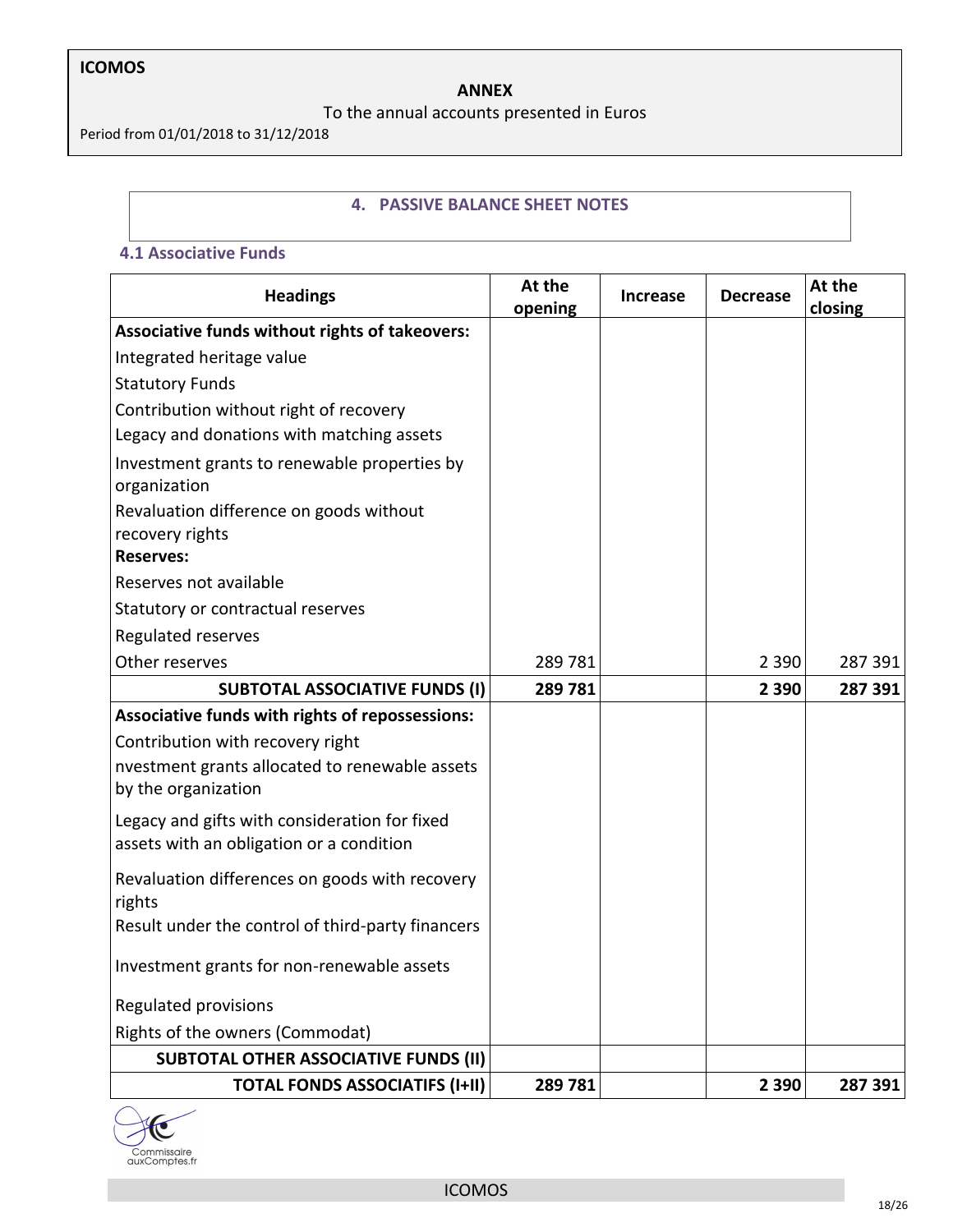**ICOMOS**

**ANNEX**

To the annual accounts presented in Euros

Period from 01/01/2018 to 31/12/2018

## 4. PASSIVE BALANCE SHEET NOTES

### 4.1 Associative Funds

| Headings | At the opening | Increase | Decrease | At the closing |
|---|---|---|---|---|
| **Associative funds without rights of takeovers:** | | | | |
| Integrated heritage value | | | | |
| Statutory Funds | | | | |
| Contribution without right of recovery | | | | |
| Legacy and donations with matching assets | | | | |
| Investment grants to renewable properties by organization | | | | |
| Revaluation difference on goods without recovery rights | | | | |
| **Reserves:** | | | | |
| Reserves not available | | | | |
| Statutory or contractual reserves | | | | |
| Regulated reserves | | | | |
| Other reserves | 289 781 | | 2 390 | 287 391 |
| **SUBTOTAL ASSOCIATIVE FUNDS (I)** | **289 781** | | **2 390** | **287 391** |
| **Associative funds with rights of repossessions:** | | | | |
| Contribution with recovery right | | | | |
| nvestment grants allocated to renewable assets by the organization | | | | |
| Legacy and gifts with consideration for fixed assets with an obligation or a condition | | | | |
| Revaluation differences on goods with recovery rights | | | | |
| Result under the control of third-party financers | | | | |
| Investment grants for non-renewable assets | | | | |
| Regulated provisions | | | | |
| Rights of the owners (Commodat) | | | | |
| **SUBTOTAL OTHER ASSOCIATIVE FUNDS (II)** | | | | |
| **TOTAL FONDS ASSOCIATIFS (I+II)** | **289 781** | | **2 390** | **287 391** |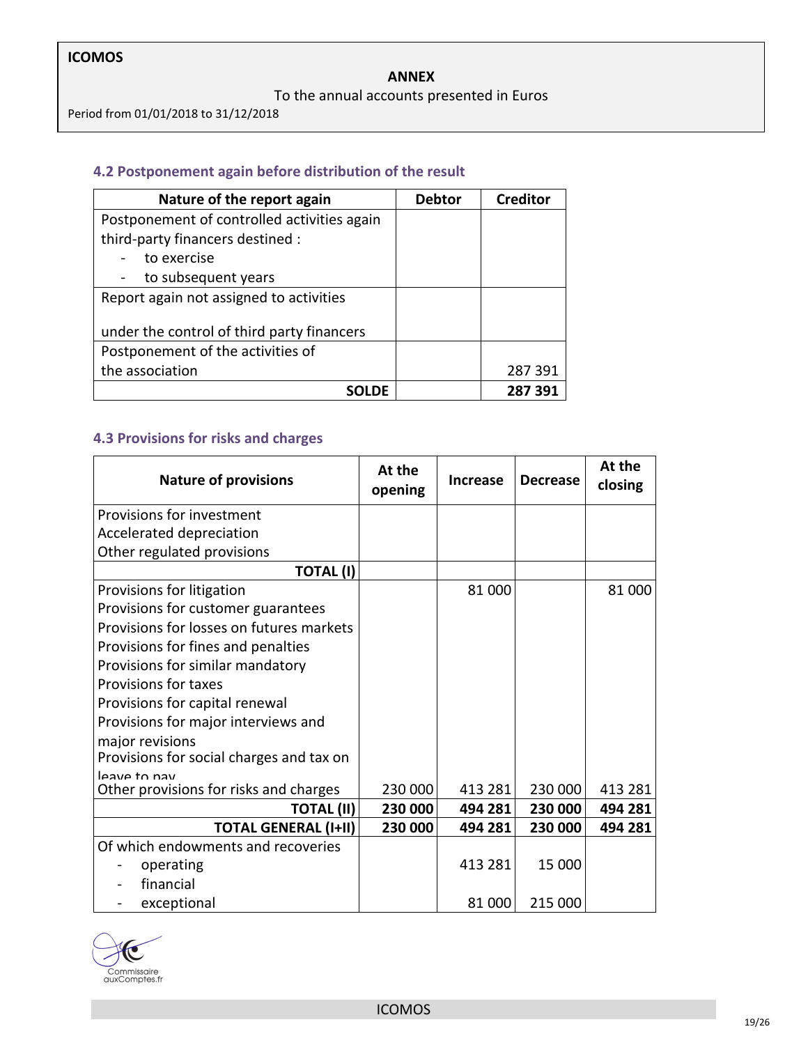**ICOMOS**

**ANNEX**

To the annual accounts presented in Euros

Period from 01/01/2018 to 31/12/2018

### 4.2 Postponement again before distribution of the result

| Nature of the report again | Debtor | Creditor |
|---|---|---|
| Postponement of controlled activities again third-party financers destined :<br>- to exercise<br>- to subsequent years | | |
| Report again not assigned to activities<br><br>under the control of third party financers | | |
| Postponement of the activities of the association | | 287 391 |
| **SOLDE** | | **287 391** |

### 4.3 Provisions for risks and charges

| Nature of provisions | At the opening | Increase | Decrease | At the closing |
|---|---|---|---|---|
| Provisions for investment<br>Accelerated depreciation<br>Other regulated provisions | | | | |
| **TOTAL (I)** | | | | |
| Provisions for litigation | | 81 000 | | 81 000 |
| Provisions for customer guarantees | | | | |
| Provisions for losses on futures markets | | | | |
| Provisions for fines and penalties | | | | |
| Provisions for similar mandatory | | | | |
| Provisions for taxes | | | | |
| Provisions for capital renewal | | | | |
| Provisions for major interviews and major revisions | | | | |
| Provisions for social charges and tax on leave to pay | | | | |
| Other provisions for risks and charges | 230 000 | 413 281 | 230 000 | 413 281 |
| **TOTAL (II)** | **230 000** | **494 281** | **230 000** | **494 281** |
| **TOTAL GENERAL (I+II)** | **230 000** | **494 281** | **230 000** | **494 281** |
| Of which endowments and recoveries | | | | |
| - operating | | 413 281 | 15 000 | |
| - financial | | | | |
| - exceptional | | 81 000 | 215 000 | |

Commissaire auxComptes.fr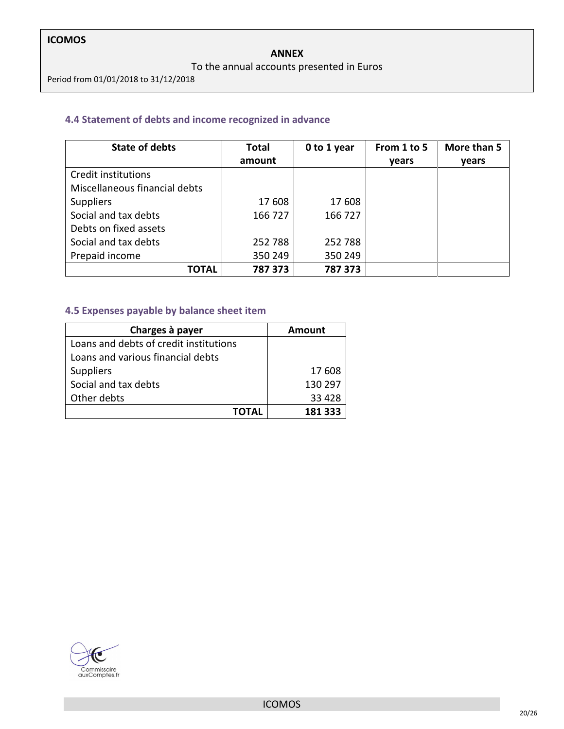## 4.4 Statement of debts and income recognized in advance

| State of debts | Total amount | 0 to 1 year | From 1 to 5 years | More than 5 years |
|---|---|---|---|---|
| Credit institutions | | | | |
| Miscellaneous financial debts | | | | |
| Suppliers | 17 608 | 17 608 | | |
| Social and tax debts | 166 727 | 166 727 | | |
| Debts on fixed assets | | | | |
| Social and tax debts | 252 788 | 252 788 | | |
| Prepaid income | 350 249 | 350 249 | | |
| **TOTAL** | **787 373** | **787 373** | | |

## 4.5 Expenses payable by balance sheet item

| Charges à payer | Amount |
|---|---|
| Loans and debts of credit institutions | |
| Loans and various financial debts | |
| Suppliers | 17 608 |
| Social and tax debts | 130 297 |
| Other debts | 33 428 |
| **TOTAL** | **181 333** |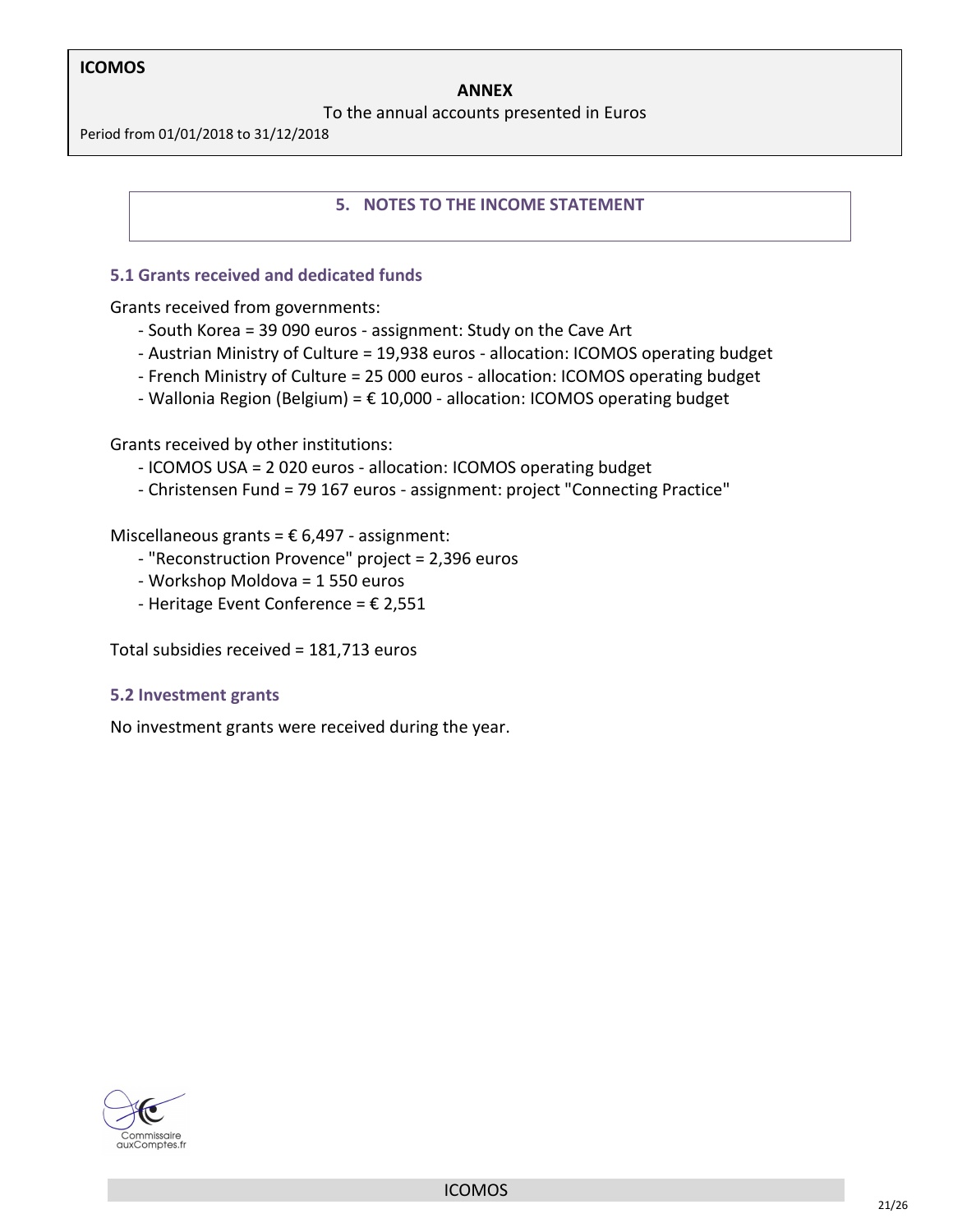## 5. NOTES TO THE INCOME STATEMENT

### 5.1 Grants received and dedicated funds

Grants received from governments:

- South Korea = 39 090 euros - assignment: Study on the Cave Art
- Austrian Ministry of Culture = 19,938 euros - allocation: ICOMOS operating budget
- French Ministry of Culture = 25 000 euros - allocation: ICOMOS operating budget
- Wallonia Region (Belgium) = € 10,000 - allocation: ICOMOS operating budget

Grants received by other institutions:

- ICOMOS USA = 2 020 euros - allocation: ICOMOS operating budget
- Christensen Fund = 79 167 euros - assignment: project "Connecting Practice"

Miscellaneous grants = € 6,497 - assignment:

- "Reconstruction Provence" project = 2,396 euros
- Workshop Moldova = 1 550 euros
- Heritage Event Conference = € 2,551

Total subsidies received = 181,713 euros

### 5.2 Investment grants

No investment grants were received during the year.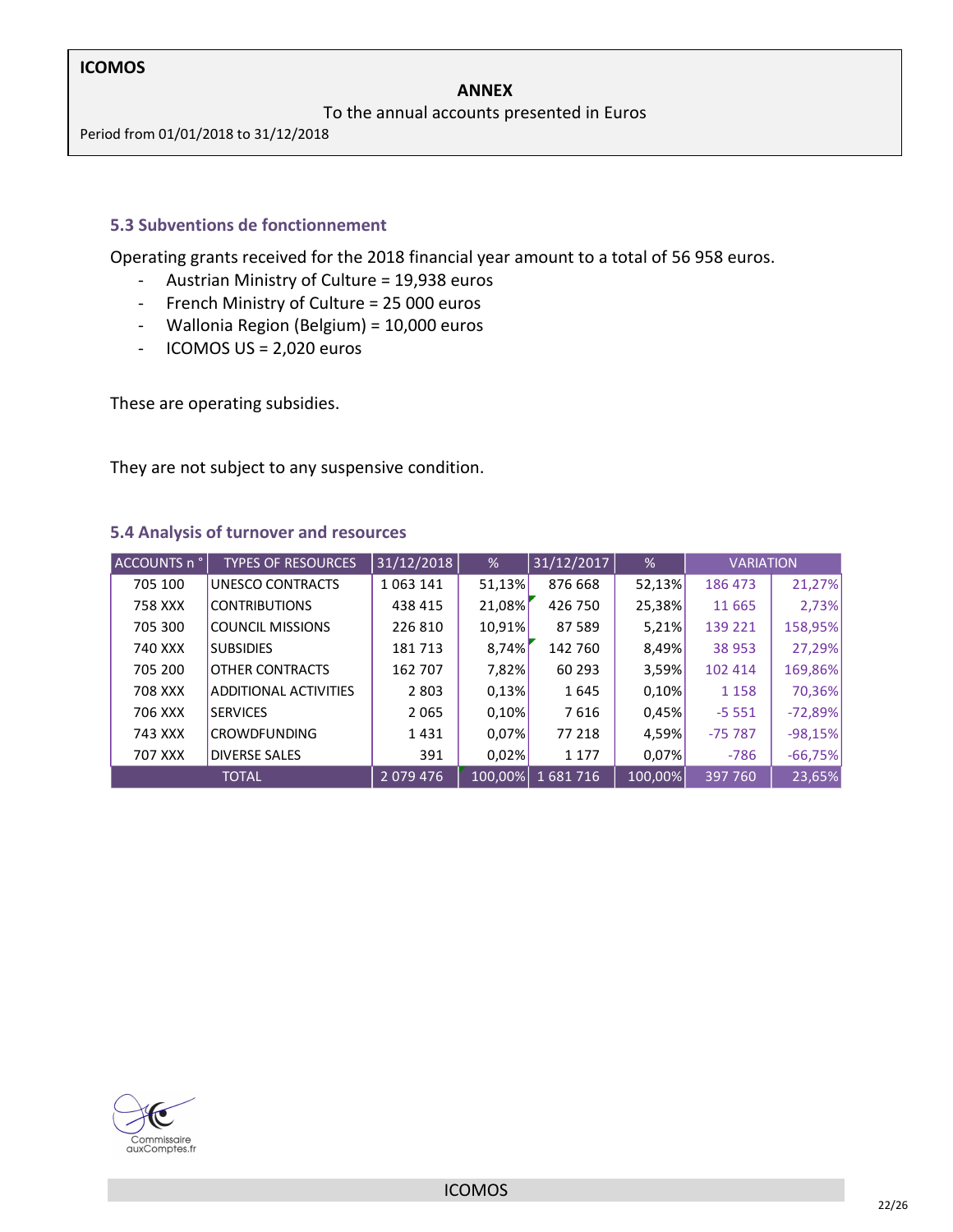## 5.3 Subventions de fonctionnement

Operating grants received for the 2018 financial year amount to a total of 56 958 euros.

- Austrian Ministry of Culture = 19,938 euros
- French Ministry of Culture = 25 000 euros
- Wallonia Region (Belgium) = 10,000 euros
- ICOMOS US = 2,020 euros

These are operating subsidies.

They are not subject to any suspensive condition.

## 5.4 Analysis of turnover and resources

| ACCOUNTS n ° | TYPES OF RESOURCES | 31/12/2018 | % | 31/12/2017 | % | VARIATION | |
|---|---|---|---|---|---|---|---|
| 705 100 | UNESCO CONTRACTS | 1 063 141 | 51,13% | 876 668 | 52,13% | 186 473 | 21,27% |
| 758 XXX | CONTRIBUTIONS | 438 415 | 21,08% | 426 750 | 25,38% | 11 665 | 2,73% |
| 705 300 | COUNCIL MISSIONS | 226 810 | 10,91% | 87 589 | 5,21% | 139 221 | 158,95% |
| 740 XXX | SUBSIDIES | 181 713 | 8,74% | 142 760 | 8,49% | 38 953 | 27,29% |
| 705 200 | OTHER CONTRACTS | 162 707 | 7,82% | 60 293 | 3,59% | 102 414 | 169,86% |
| 708 XXX | ADDITIONAL ACTIVITIES | 2 803 | 0,13% | 1 645 | 0,10% | 1 158 | 70,36% |
| 706 XXX | SERVICES | 2 065 | 0,10% | 7 616 | 0,45% | -5 551 | -72,89% |
| 743 XXX | CROWDFUNDING | 1 431 | 0,07% | 77 218 | 4,59% | -75 787 | -98,15% |
| 707 XXX | DIVERSE SALES | 391 | 0,02% | 1 177 | 0,07% | -786 | -66,75% |
| TOTAL | | 2 079 476 | 100,00% | 1 681 716 | 100,00% | 397 760 | 23,65% |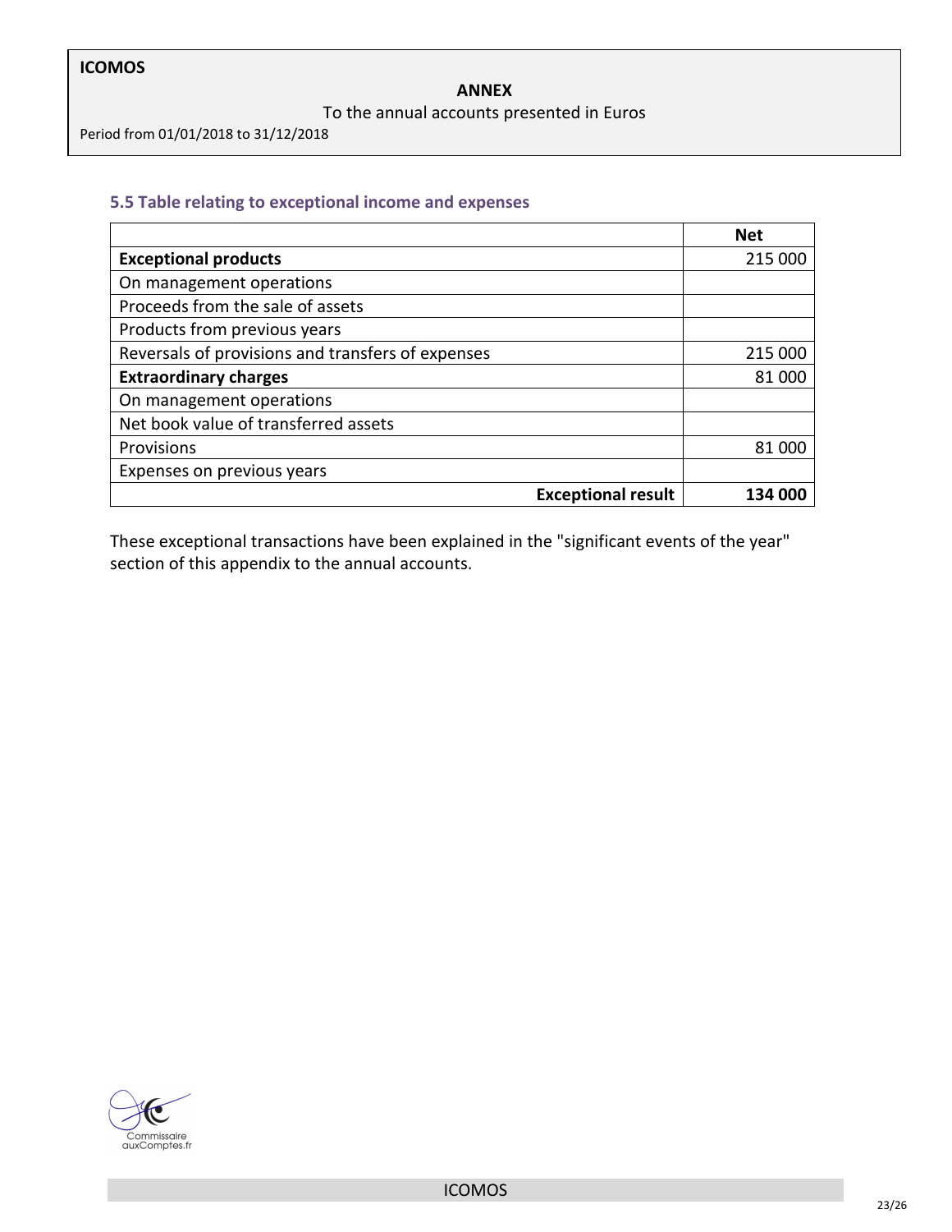### 5.5 Table relating to exceptional income and expenses

| | Net |
|---|---|
| **Exceptional products** | 215 000 |
| On management operations | |
| Proceeds from the sale of assets | |
| Products from previous years | |
| Reversals of provisions and transfers of expenses | 215 000 |
| **Extraordinary charges** | 81 000 |
| On management operations | |
| Net book value of transferred assets | |
| Provisions | 81 000 |
| Expenses on previous years | |
| **Exceptional result** | **134 000** |

These exceptional transactions have been explained in the "significant events of the year" section of this appendix to the annual accounts.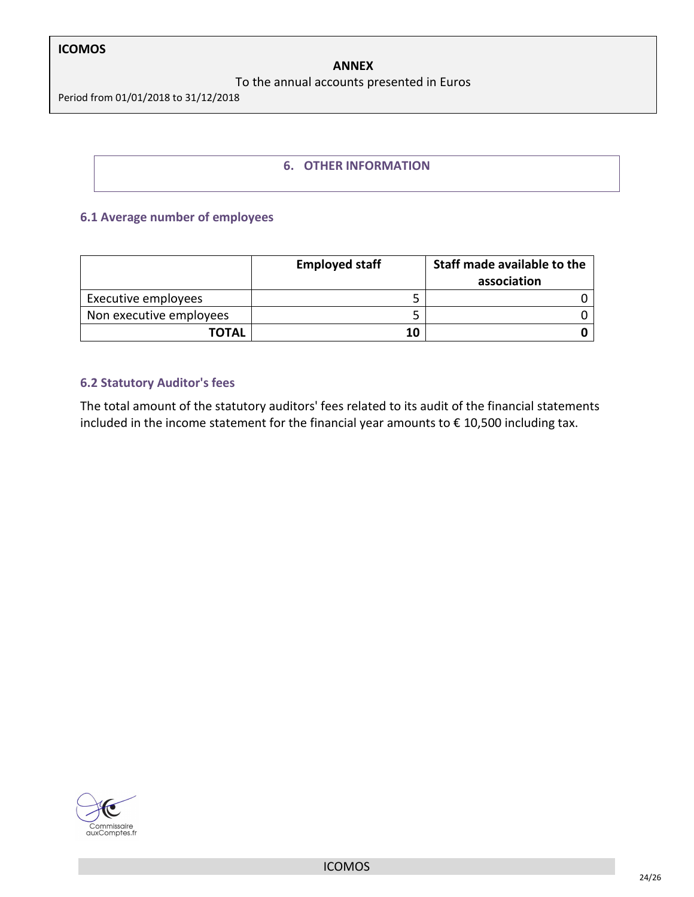## 6. OTHER INFORMATION

### 6.1 Average number of employees

| | Employed staff | Staff made available to the association |
|---|---|---|
| Executive employees | 5 | 0 |
| Non executive employees | 5 | 0 |
| **TOTAL** | **10** | **0** |

### 6.2 Statutory Auditor's fees

The total amount of the statutory auditors' fees related to its audit of the financial statements included in the income statement for the financial year amounts to € 10,500 including tax.

Commissaire auxComptes.fr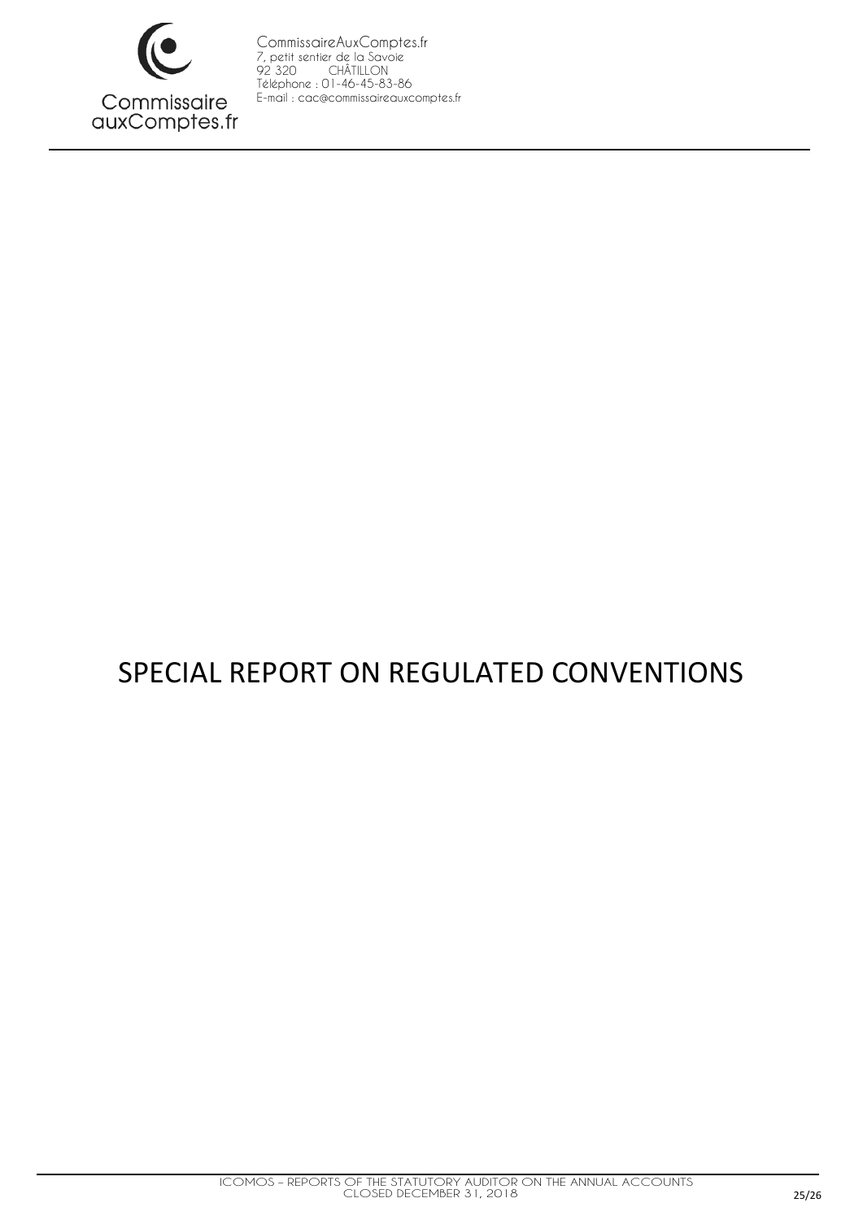# SPECIAL REPORT ON REGULATED CONVENTIONS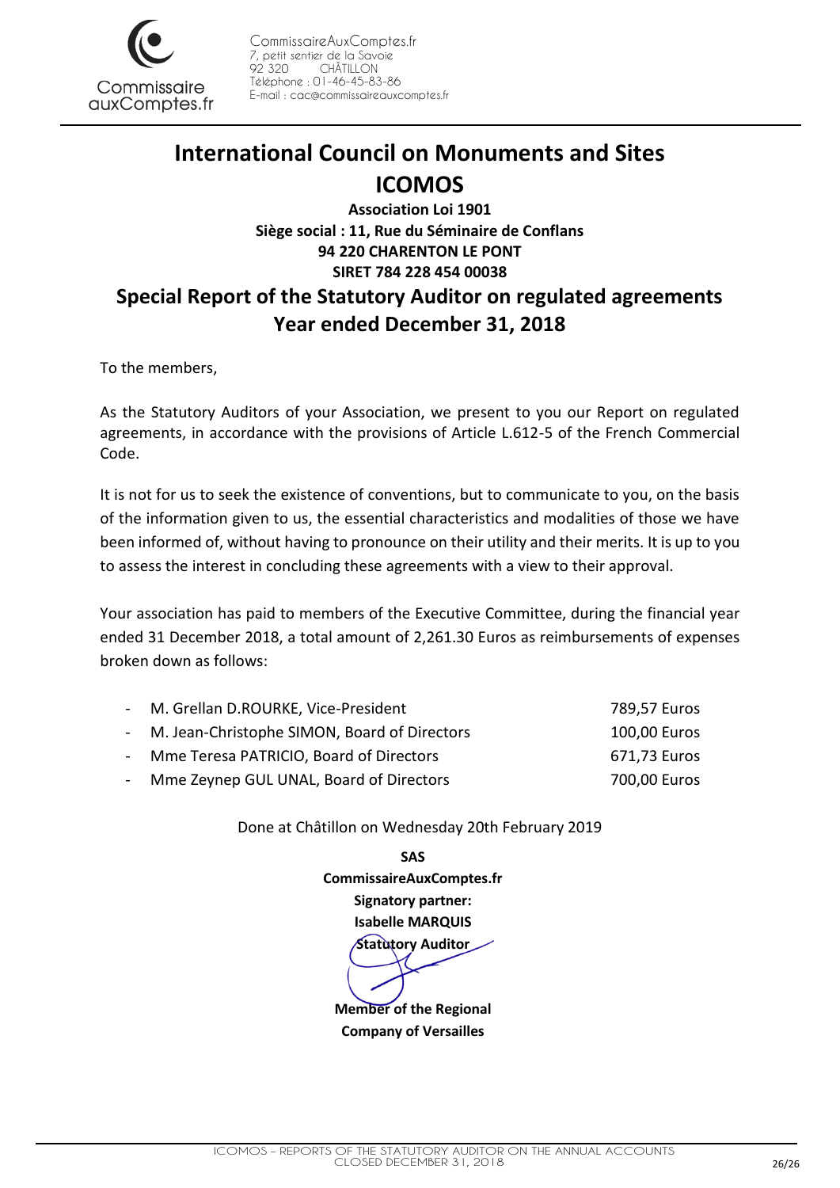CommissaireAuxComptes.fr
7, petit sentier de la Savoie
92 320 CHÂTILLON
Téléphone : 01-46-45-83-86
E-mail : cac@commissaireauxcomptes.fr

# International Council on Monuments and Sites ICOMOS

**Association Loi 1901**
**Siège social : 11, Rue du Séminaire de Conflans**
**94 220 CHARENTON LE PONT**
**SIRET 784 228 454 00038**

## Special Report of the Statutory Auditor on regulated agreements Year ended December 31, 2018

To the members,

As the Statutory Auditors of your Association, we present to you our Report on regulated agreements, in accordance with the provisions of Article L.612-5 of the French Commercial Code.

It is not for us to seek the existence of conventions, but to communicate to you, on the basis of the information given to us, the essential characteristics and modalities of those we have been informed of, without having to pronounce on their utility and their merits. It is up to you to assess the interest in concluding these agreements with a view to their approval.

Your association has paid to members of the Executive Committee, during the financial year ended 31 December 2018, a total amount of 2,261.30 Euros as reimbursements of expenses broken down as follows:

| | |
|---|---|
| - M. Grellan D.ROURKE, Vice-President | 789,57 Euros |
| - M. Jean-Christophe SIMON, Board of Directors | 100,00 Euros |
| - Mme Teresa PATRICIO, Board of Directors | 671,73 Euros |
| - Mme Zeynep GUL UNAL, Board of Directors | 700,00 Euros |

Done at Châtillon on Wednesday 20th February 2019

**SAS**
**CommissaireAuxComptes.fr**
**Signatory partner:**
**Isabelle MARQUIS**
**Statutory Auditor**
**Member of the Regional Company of Versailles**